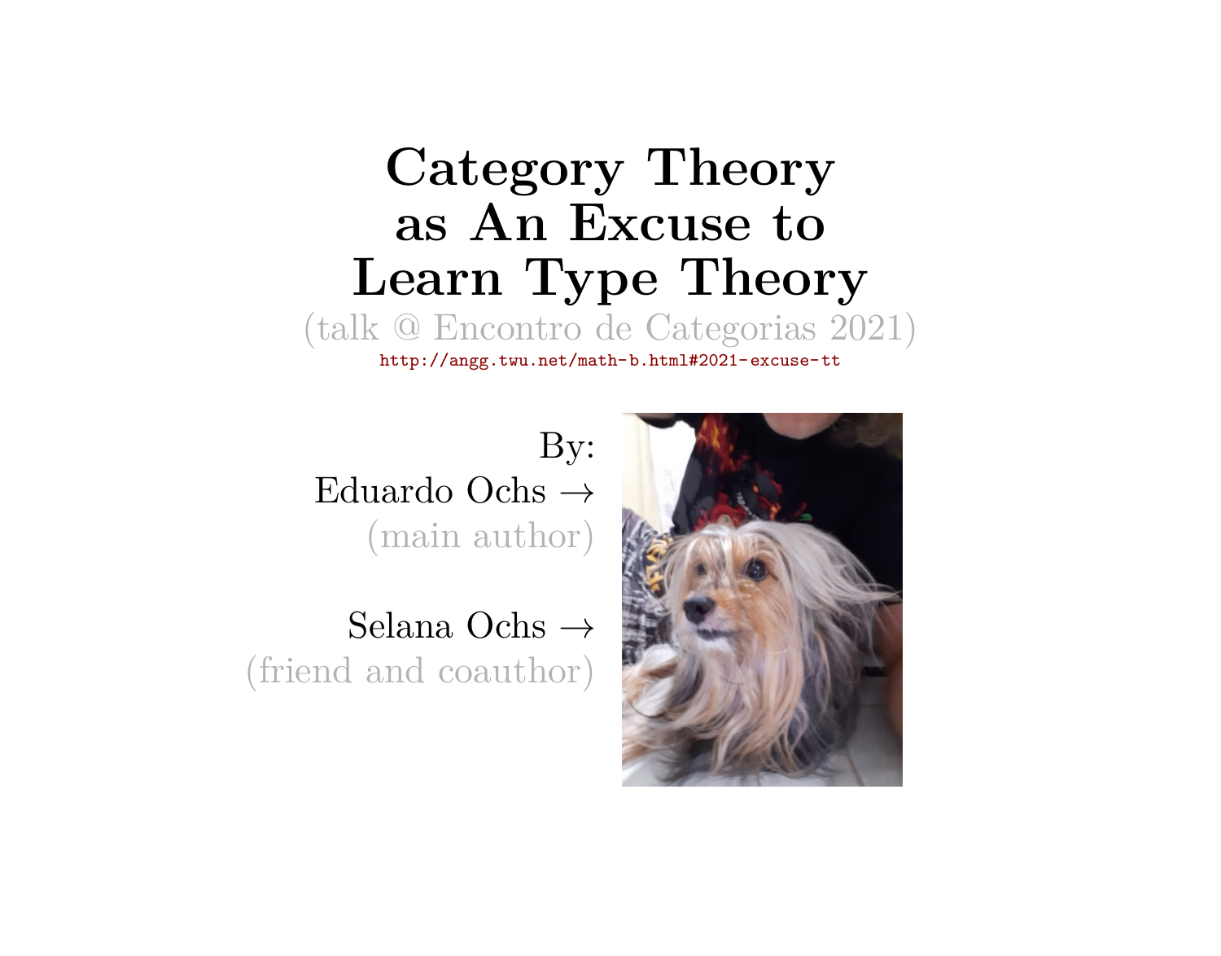# Category Theory as An Excuse to Learn Type Theory

(talk @ Encontro de Categorias 2021)

http://angg.twu.net/math-b.html#2021-excuse-tt

By:

Eduardo Ochs →
(main author)

Selana Ochs →
(friend and coauthor)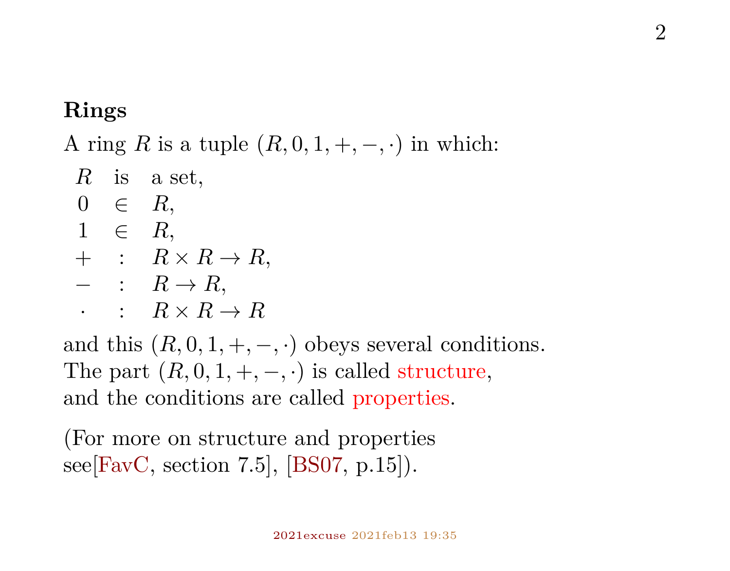**Rings**

A ring $R$ is a tuple $(R, 0, 1, +, -, \cdot)$ in which:

$$
\begin{array}{ccl}
R & \text{is} & \text{a set,} \\
0 & \in & R, \\
1 & \in & R, \\
+ & : & R \times R \to R, \\
- & : & R \to R, \\
\cdot & : & R \times R \to R
\end{array}
$$

and this $(R, 0, 1, +, -, \cdot)$ obeys several conditions.
The part $(R, 0, 1, +, -, \cdot)$ is called structure,
and the conditions are called properties.

(For more on structure and properties
see[FavC, section 7.5], [BS07, p.15]).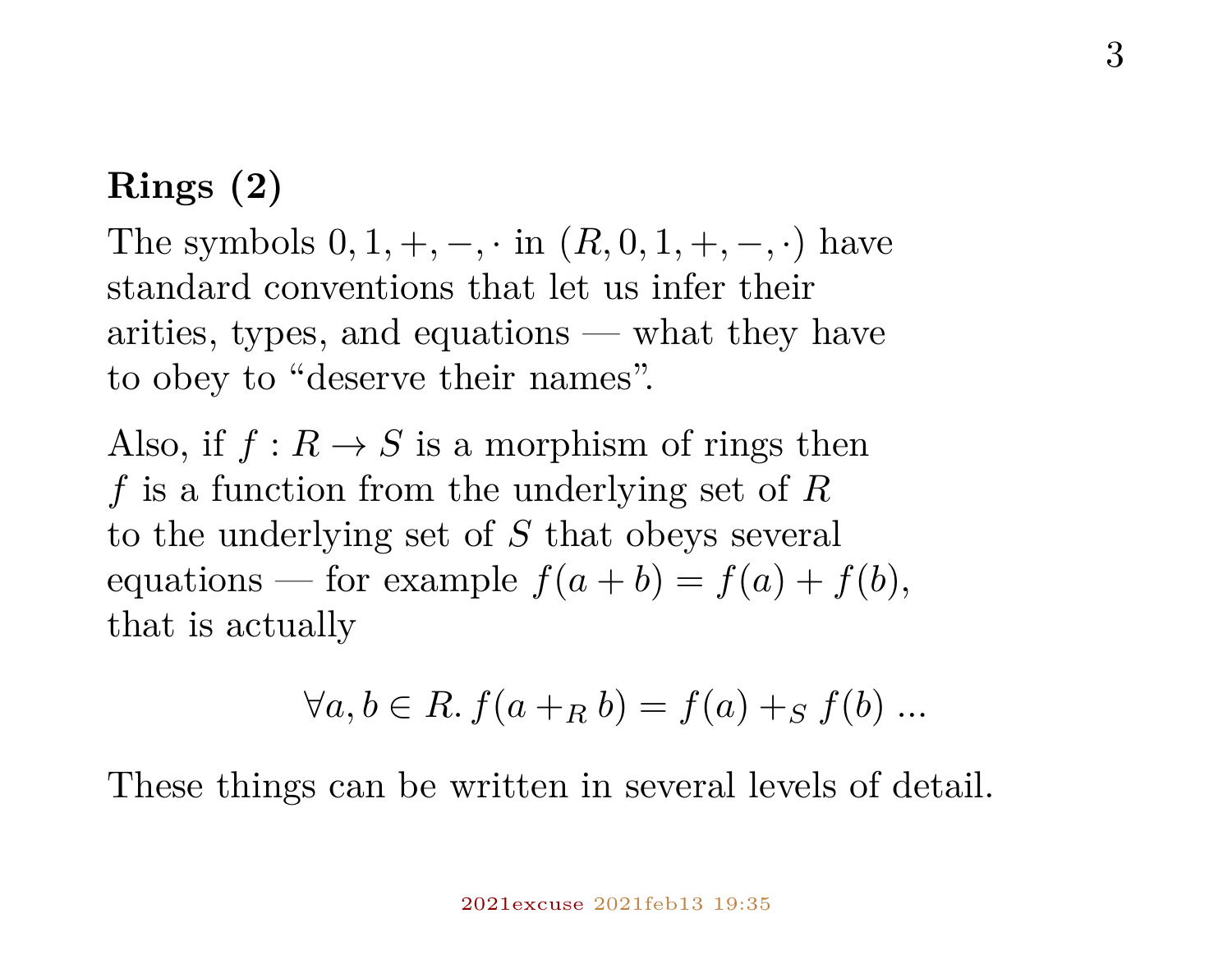## Rings (2)

The symbols $0, 1, +, -, \cdot$ in $(R, 0, 1, +, -, \cdot)$ have standard conventions that let us infer their arities, types, and equations — what they have to obey to "deserve their names".

Also, if $f : R \to S$ is a morphism of rings then $f$ is a function from the underlying set of $R$ to the underlying set of $S$ that obeys several equations — for example $f(a + b) = f(a) + f(b)$, that is actually

$$\forall a, b \in R.\, f(a +_R b) = f(a) +_S f(b) \,...$$

These things can be written in several levels of detail.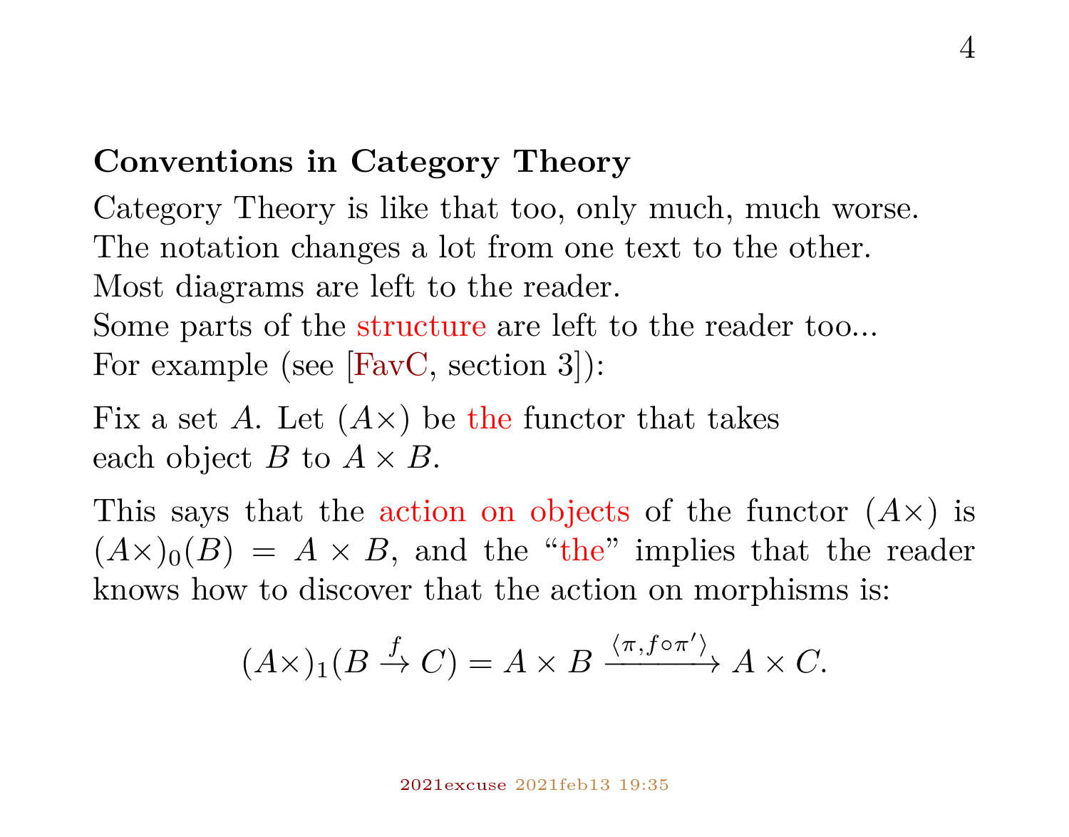## Conventions in Category Theory

Category Theory is like that too, only much, much worse.
The notation changes a lot from one text to the other.
Most diagrams are left to the reader.
Some parts of the structure are left to the reader too...
For example (see [FavC, section 3]):

Fix a set $A$. Let $(A\times)$ be the functor that takes each object $B$ to $A \times B$.

This says that the action on objects of the functor $(A\times)$ is $(A\times)_0(B) = A \times B$, and the "the" implies that the reader knows how to discover that the action on morphisms is:

$$(A\times)_1(B \xrightarrow{f} C) = A \times B \xrightarrow{\langle \pi, f \circ \pi' \rangle} A \times C.$$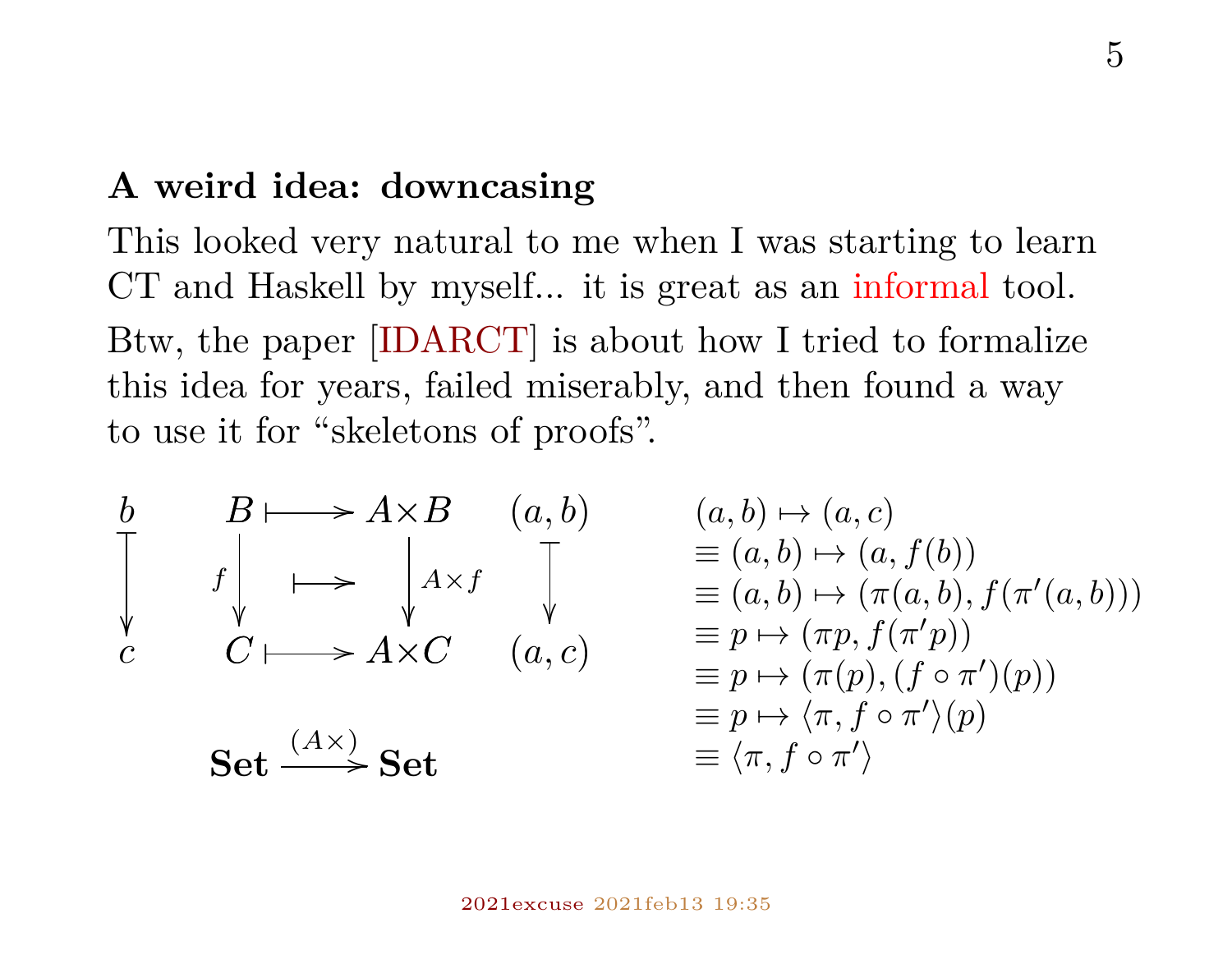### A weird idea: downcasing

This looked very natural to me when I was starting to learn CT and Haskell by myself... it is great as an informal tool.

Btw, the paper [IDARCT] is about how I tried to formalize this idea for years, failed miserably, and then found a way to use it for "skeletons of proofs".

$$
\begin{array}{ccccccc}
b & & B & \longmapsto & A\times B & & (a,b) \\
\downarrow & & {\scriptstyle f}\downarrow & \longmapsto & \downarrow{\scriptstyle A\times f} & & \downarrow \\
c & & C & \longmapsto & A\times C & & (a,c)
\end{array}
$$

$$
\mathbf{Set} \xrightarrow{(A\times)} \mathbf{Set}
$$

$$
\begin{array}{l}
(a,b) \mapsto (a,c) \\
\equiv (a,b) \mapsto (a, f(b)) \\
\equiv (a,b) \mapsto (\pi(a,b), f(\pi'(a,b))) \\
\equiv p \mapsto (\pi p, f(\pi' p)) \\
\equiv p \mapsto (\pi(p), (f \circ \pi')(p)) \\
\equiv p \mapsto \langle \pi, f \circ \pi' \rangle (p) \\
\equiv \langle \pi, f \circ \pi' \rangle
\end{array}
$$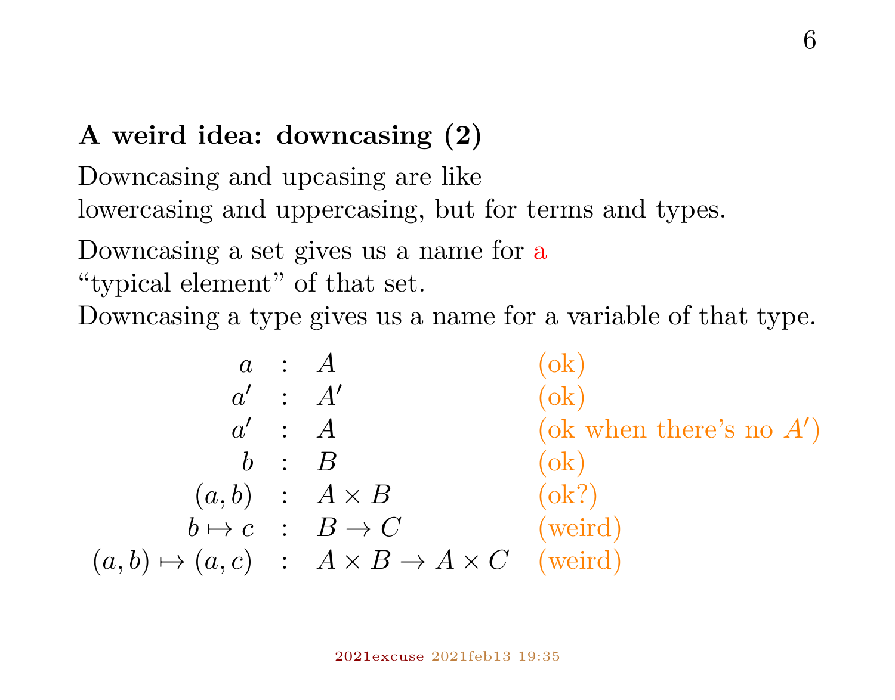**A weird idea: downcasing (2)**

Downcasing and upcasing are like
lowercasing and uppercasing, but for terms and types.

Downcasing a set gives us a name for a
"typical element" of that set.
Downcasing a type gives us a name for a variable of that type.

$$
\begin{array}{rcll}
a & : & A & \text{(ok)} \\
a' & : & A' & \text{(ok)} \\
a' & : & A & \text{(ok when there's no } A'\text{)} \\
b & : & B & \text{(ok)} \\
(a,b) & : & A \times B & \text{(ok?)} \\
b \mapsto c & : & B \to C & \text{(weird)} \\
(a,b) \mapsto (a,c) & : & A \times B \to A \times C & \text{(weird)}
\end{array}
$$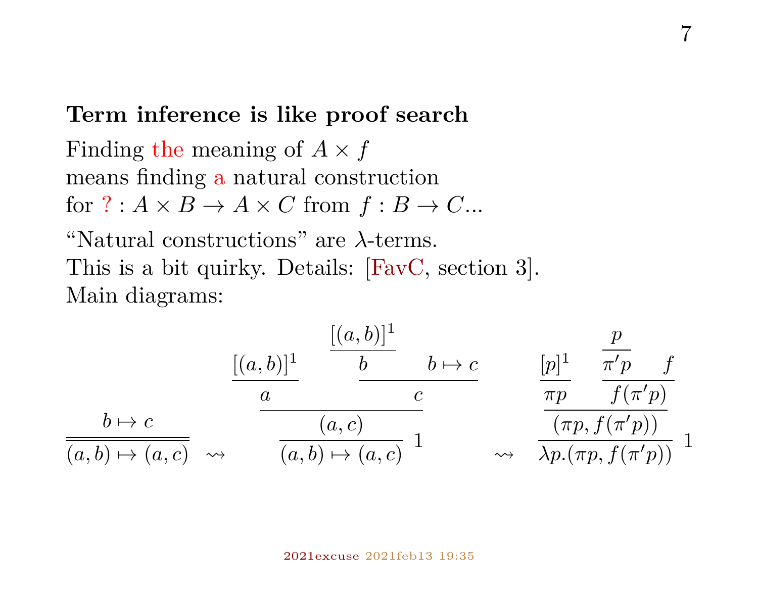## Term inference is like proof search

Finding the meaning of $A \times f$
means finding a natural construction
for $? : A \times B \to A \times C$ from $f : B \to C$...

"Natural constructions" are $\lambda$-terms.
This is a bit quirky. Details: [FavC, section 3].
Main diagrams:

$$
\dfrac{b \mapsto c}{\overline{(a,b) \mapsto (a,c)}}
\quad \rightsquigarrow \quad
\dfrac{\dfrac{\dfrac{[(a,b)]^1}{a} \qquad \dfrac{\dfrac{[(a,b)]^1}{b} \qquad b \mapsto c}{c}}{(a,c)}}{(a,b) \mapsto (a,c)}\;1
\quad \rightsquigarrow \quad
\dfrac{\dfrac{\dfrac{[p]^1}{\pi p} \qquad \dfrac{\dfrac{p}{\pi' p} \qquad f}{f(\pi' p)}}{(\pi p, f(\pi' p))}}{\lambda p.(\pi p, f(\pi' p))}\;1
$$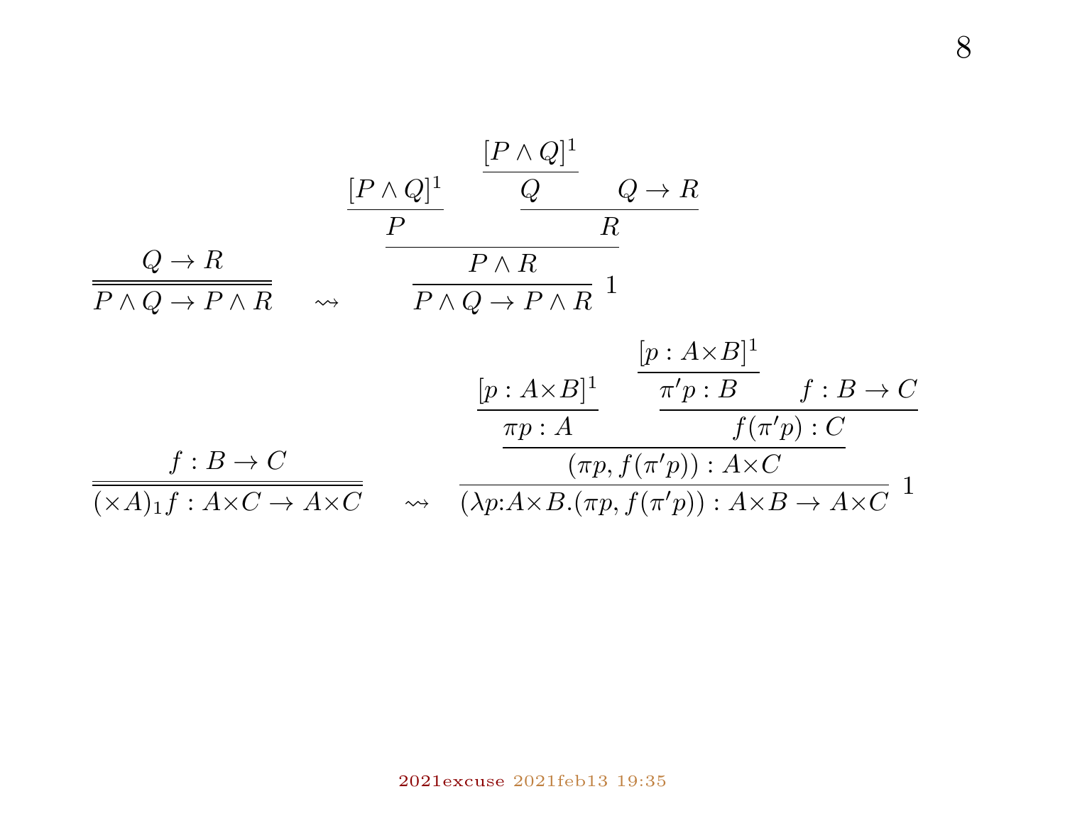$$
\frac{Q \to R}{\overline{\overline{P \wedge Q \to P \wedge R}}}
\quad \rightsquigarrow \quad
\cfrac{\cfrac{\cfrac{[P \wedge Q]^1}{P} \qquad \cfrac{\cfrac{[P \wedge Q]^1}{Q} \qquad Q \to R}{R}}{P \wedge R}}{P \wedge Q \to P \wedge R}\ 1
$$

$$
\frac{f : B \to C}{\overline{\overline{(\times A)_1 f : A{\times}C \to A{\times}C}}}
\quad \rightsquigarrow \quad
\cfrac{\cfrac{\cfrac{[p : A{\times}B]^1}{\pi p : A} \qquad \cfrac{\cfrac{[p : A{\times}B]^1}{\pi' p : B} \qquad f : B \to C}{f(\pi' p) : C}}{(\pi p, f(\pi' p)) : A{\times}C}}{(\lambda p{:}A{\times}B.(\pi p, f(\pi' p)) : A{\times}B \to A{\times}C}\ 1
$$

2021excuse 2021feb13 19:35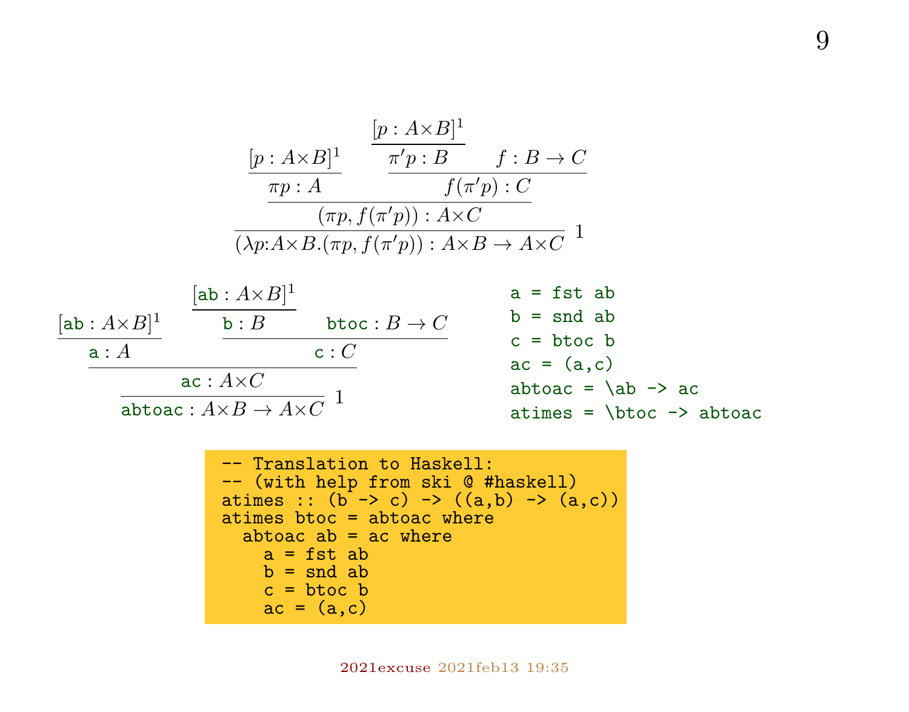$$
\dfrac{\dfrac{\dfrac{[p:A{\times}B]^1}{\pi p:A} \qquad \dfrac{\dfrac{[p:A{\times}B]^1}{\pi' p:B} \qquad f:B\to C}{f(\pi' p):C}}{(\pi p, f(\pi' p)):A{\times}C}}{(\lambda p{:}A{\times}B.(\pi p, f(\pi' p)):A{\times}B \to A{\times}C} \; 1
$$

$$
\dfrac{\dfrac{\dfrac{[\mathtt{ab}:A{\times}B]^1}{\mathtt{a}:A} \qquad \dfrac{\dfrac{[\mathtt{ab}:A{\times}B]^1}{\mathtt{b}:B} \qquad \mathtt{btoc}:B\to C}{\mathtt{c}:C}}{\mathtt{ac}:A{\times}C}}{\mathtt{abtoac}:A{\times}B \to A{\times}C} \; 1
$$

```
a = fst ab
b = snd ab
c = btoc b
ac = (a,c)
abtoac = \ab -> ac
atimes = \btoc -> abtoac
```

```
-- Translation to Haskell:
-- (with help from ski @ #haskell)
atimes :: (b -> c) -> ((a,b) -> (a,c))
atimes btoc = abtoac where
  abtoac ab = ac where
    a = fst ab
    b = snd ab
    c = btoc b
    ac = (a,c)
```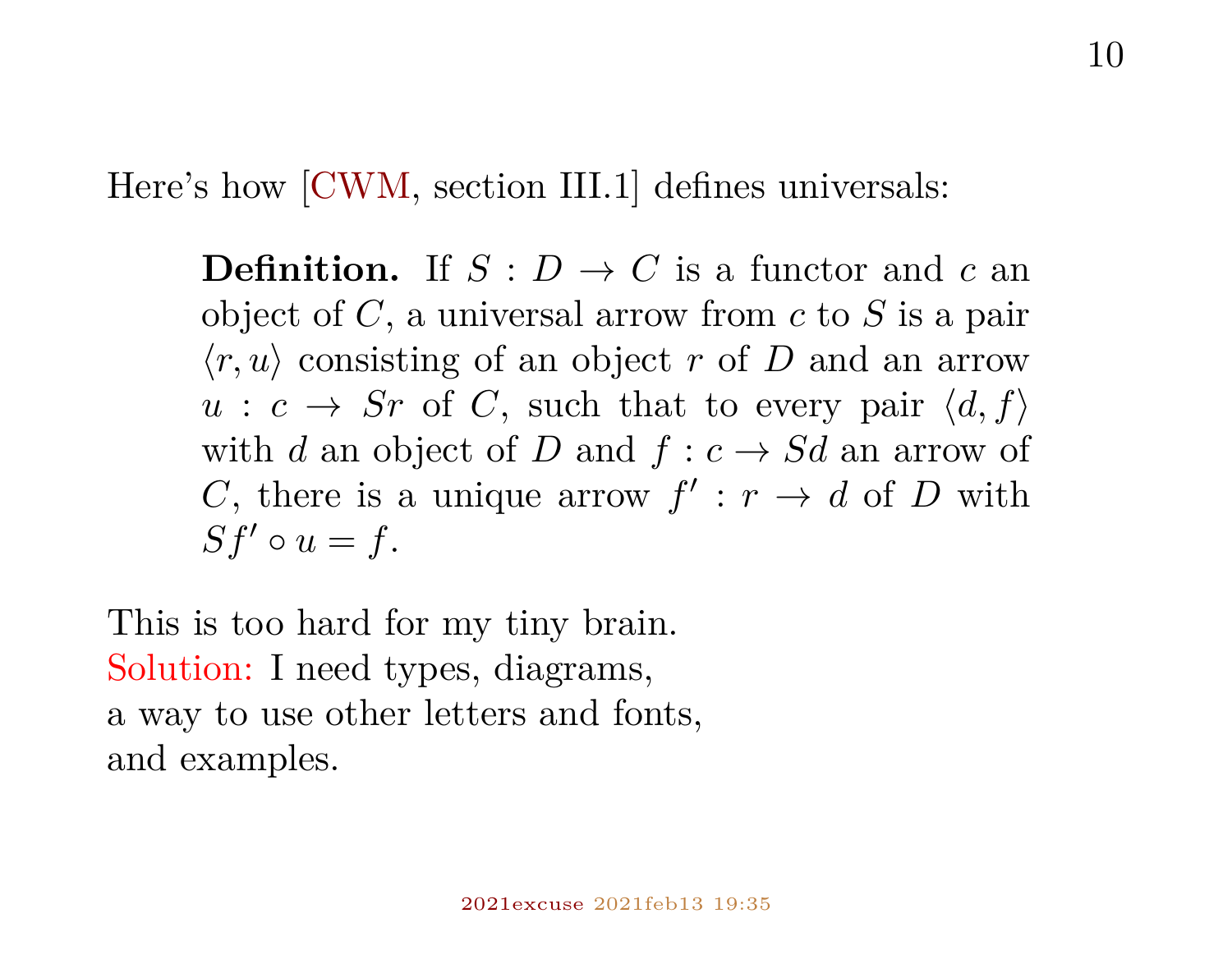Here's how [CWM, section III.1] defines universals:

> **Definition.** If $S : D \to C$ is a functor and $c$ an object of $C$, a universal arrow from $c$ to $S$ is a pair $\langle r, u \rangle$ consisting of an object $r$ of $D$ and an arrow $u : c \to Sr$ of $C$, such that to every pair $\langle d, f \rangle$ with $d$ an object of $D$ and $f : c \to Sd$ an arrow of $C$, there is a unique arrow $f' : r \to d$ of $D$ with $Sf' \circ u = f$.

This is too hard for my tiny brain.
Solution: I need types, diagrams,
a way to use other letters and fonts,
and examples.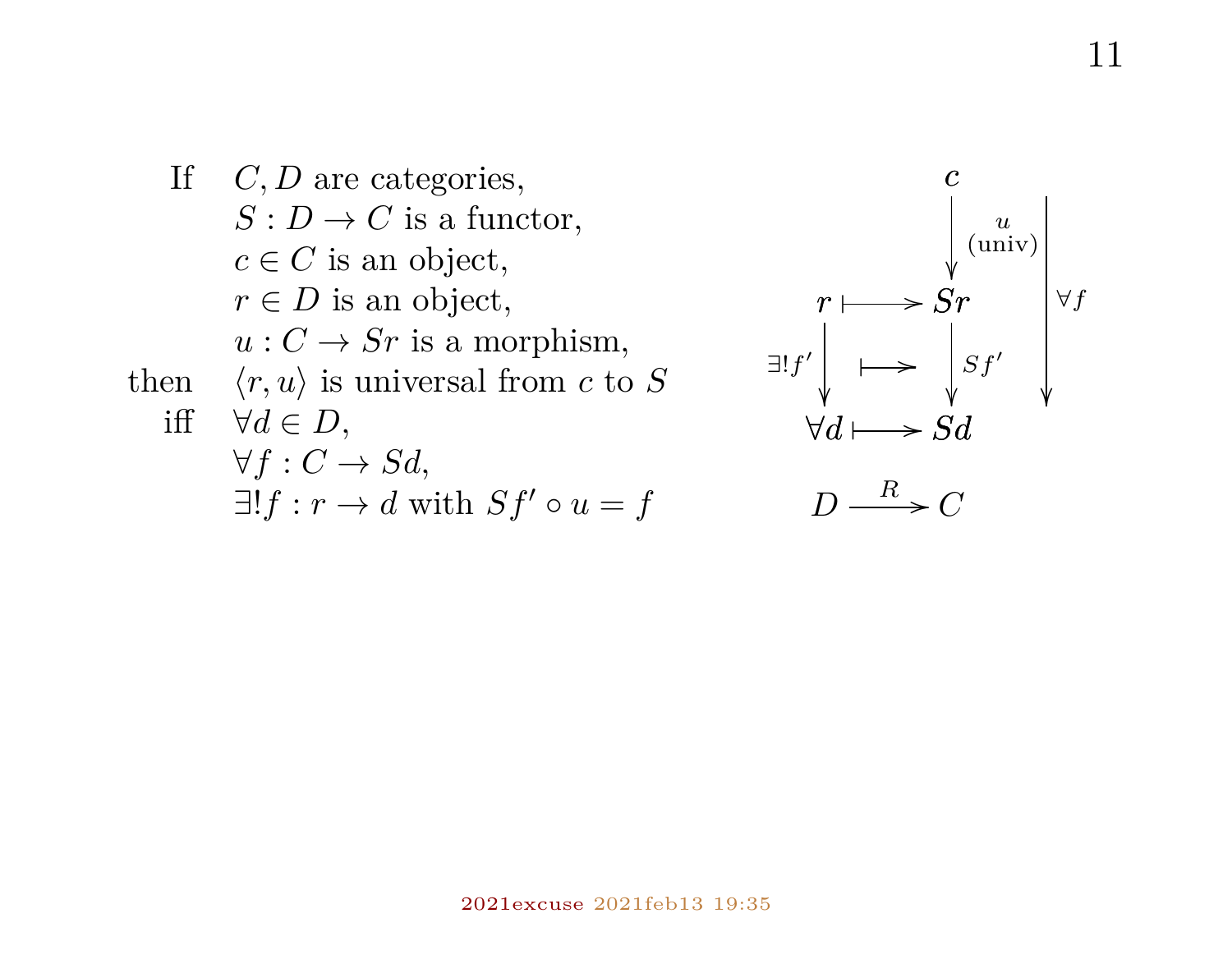| | |
|---|---|
| If | $C, D$ are categories, |
| | $S : D \to C$ is a functor, |
| | $c \in C$ is an object, |
| | $r \in D$ is an object, |
| | $u : C \to Sr$ is a morphism, |
| then | $\langle r, u \rangle$ is universal from $c$ to $S$ |
| iff | $\forall d \in D$, |
| | $\forall f : C \to Sd$, |
| | $\exists! f : r \to d$ with $Sf' \circ u = f$ |

$$
\begin{array}{ccc}
 & & c \\
 & & \downarrow u \text{ (univ)} \\
r & \longmapsto & Sr \\
\exists! f' \downarrow & \longmapsto & \downarrow Sf' \\
\forall d & \longmapsto & Sd \\
\end{array}
\qquad \forall f : c \to Sd
$$

$$D \xrightarrow{R} C$$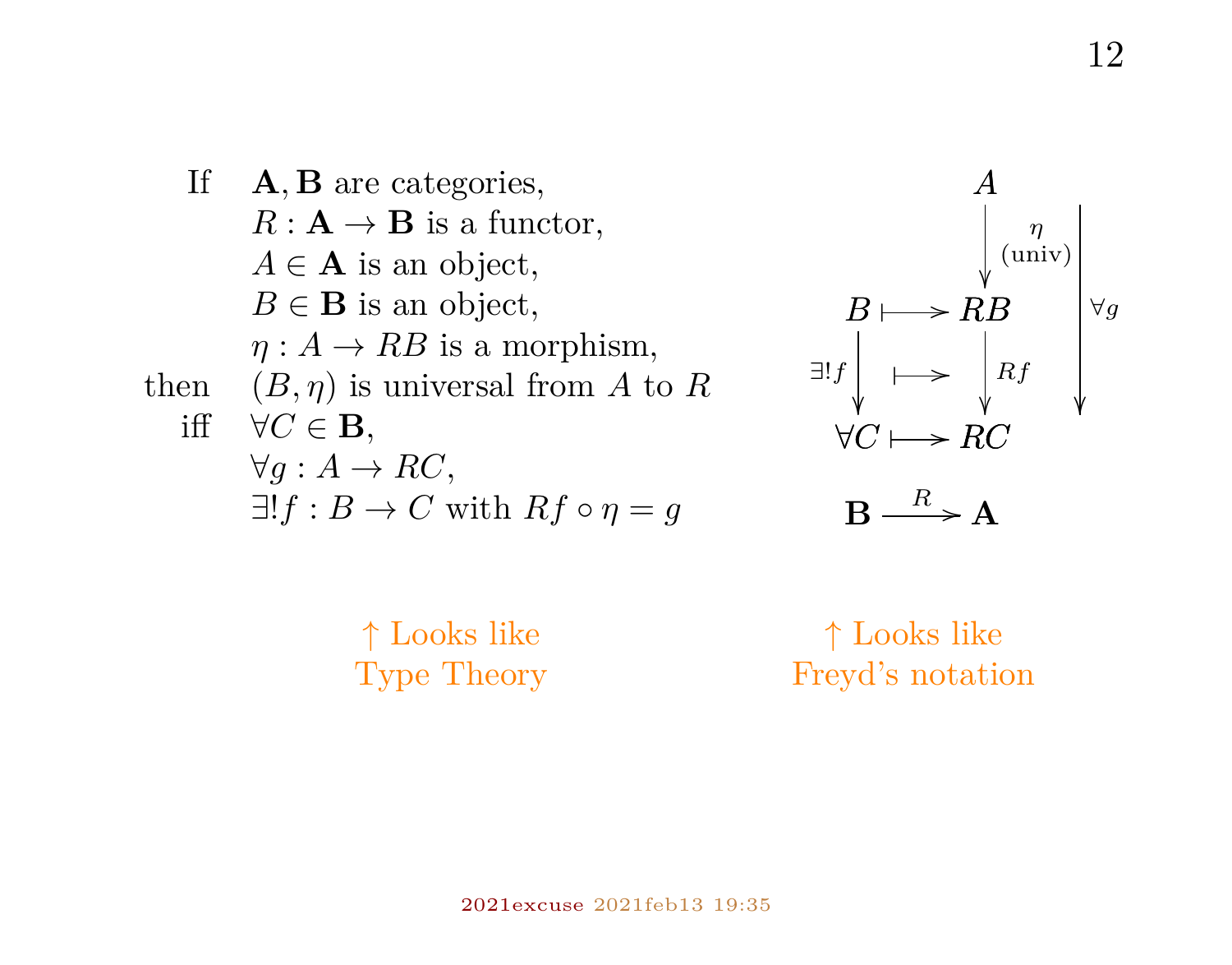| | |
|---|---|
| If | $\mathbf{A}, \mathbf{B}$ are categories, |
| | $R : \mathbf{A} \to \mathbf{B}$ is a functor, |
| | $A \in \mathbf{A}$ is an object, |
| | $B \in \mathbf{B}$ is an object, |
| | $\eta : A \to RB$ is a morphism, |
| then | $(B, \eta)$ is universal from $A$ to $R$ |
| iff | $\forall C \in \mathbf{B}$, |
| | $\forall g : A \to RC$, |
| | $\exists! f : B \to C$ with $Rf \circ \eta = g$ |

$$
\begin{array}{ccccc}
 & & A & & \\
 & & \downarrow{\scriptstyle \eta\ (\text{univ})} & & \\
B & \longmapsto & RB & & \downarrow{\scriptstyle \forall g} \\
{\scriptstyle \exists! f}\downarrow & \longmapsto & \downarrow{\scriptstyle Rf} & & \\
\forall C & \longmapsto & RC & & \\
\mathbf{B} & \xrightarrow{R} & \mathbf{A} & &
\end{array}
$$

↑ Looks like Type Theory

↑ Looks like Freyd's notation

2021excuse 2021feb13 19:35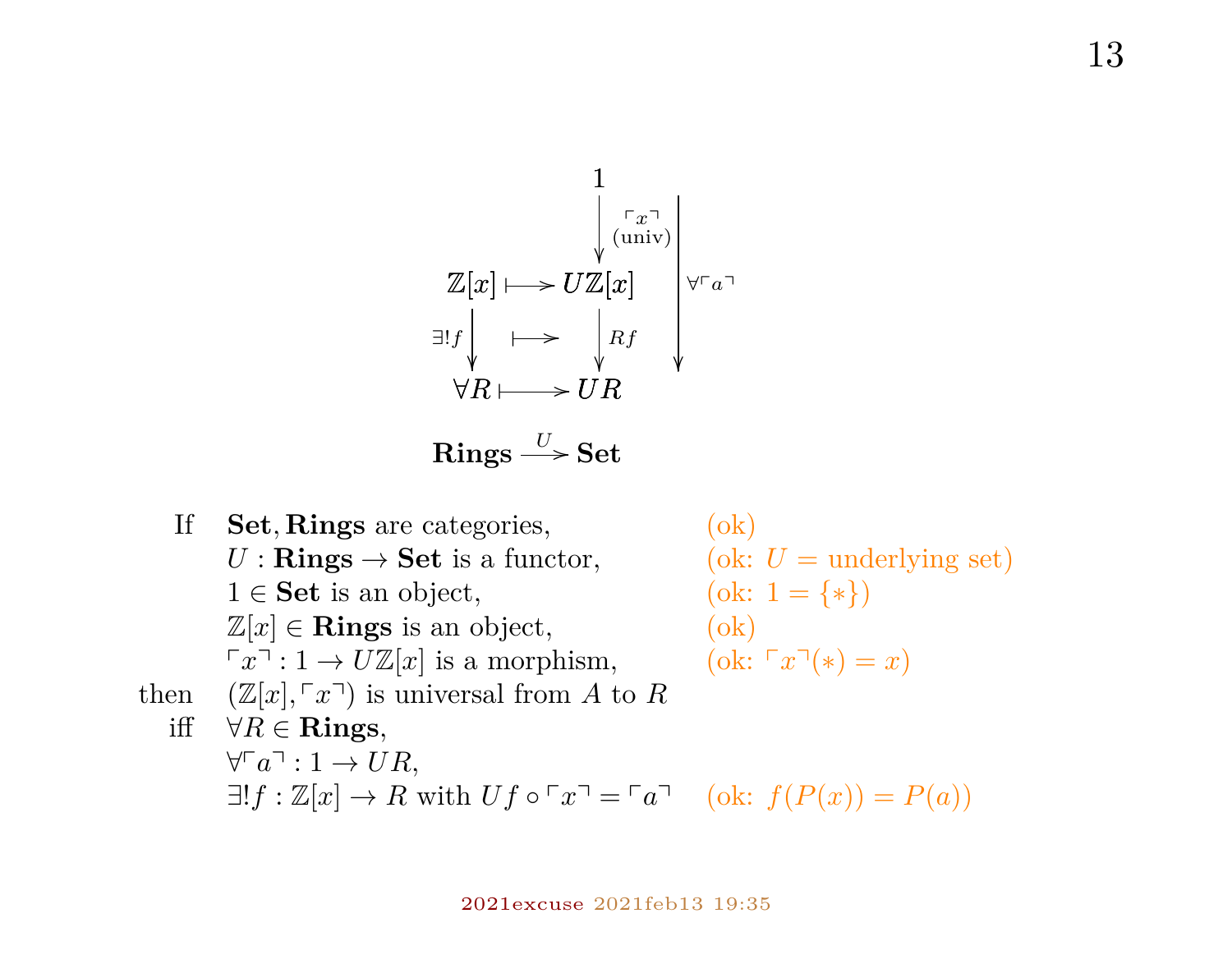$$
\begin{array}{ccc}
 & 1 & \\
 & \downarrow {\scriptstyle \ulcorner x \urcorner \text{ (univ)}} & \\
\mathbb{Z}[x] & \longmapsto U\mathbb{Z}[x] & \\
{\scriptstyle \exists! f} \downarrow & \longmapsto \quad \downarrow {\scriptstyle Rf} & \downarrow {\scriptstyle \forall \ulcorner a \urcorner} \\
\forall R & \longmapsto UR &
\end{array}
$$

$$
\mathbf{Rings} \xrightarrow{U} \mathbf{Set}
$$

| | | |
|---|---|---|
| If | $\mathbf{Set}, \mathbf{Rings}$ are categories, | (ok) |
| | $U : \mathbf{Rings} \to \mathbf{Set}$ is a functor, | (ok: $U$ = underlying set) |
| | $1 \in \mathbf{Set}$ is an object, | (ok: $1 = \{*\}$) |
| | $\mathbb{Z}[x] \in \mathbf{Rings}$ is an object, | (ok) |
| | $\ulcorner x \urcorner : 1 \to U\mathbb{Z}[x]$ is a morphism, | (ok: $\ulcorner x \urcorner(*) = x$) |
| then | $(\mathbb{Z}[x], \ulcorner x \urcorner)$ is universal from $A$ to $R$ | |
| iff | $\forall R \in \mathbf{Rings}$, | |
| | $\forall \ulcorner a \urcorner : 1 \to UR$, | |
| | $\exists! f : \mathbb{Z}[x] \to R$ with $Uf \circ \ulcorner x \urcorner = \ulcorner a \urcorner$ | (ok: $f(P(x)) = P(a)$) |

2021excuse 2021feb13 19:35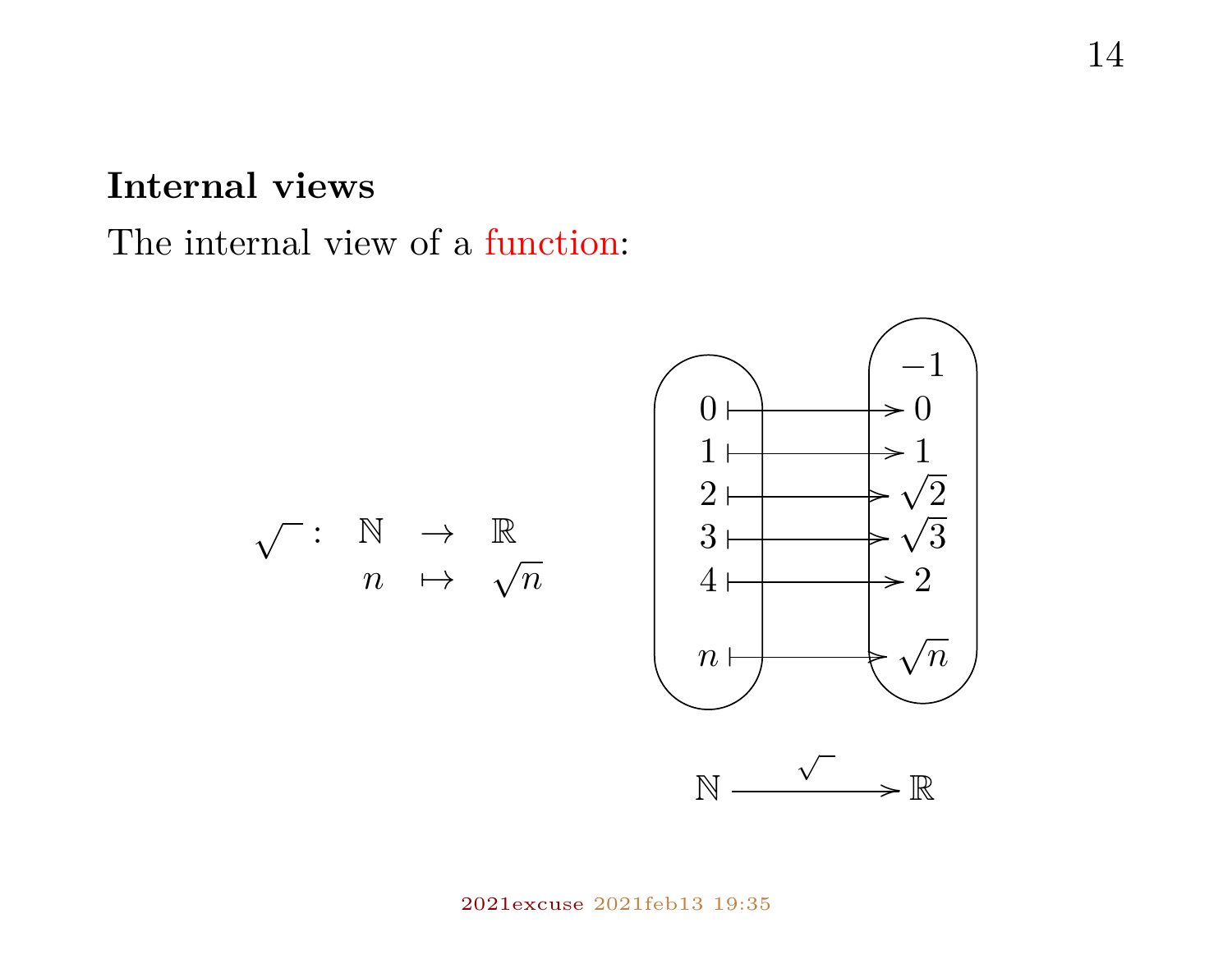## Internal views

The internal view of a function:

$$
\begin{array}{rccc}
\sqrt{\phantom{x}} : & \mathbb{N} & \to & \mathbb{R} \\
 & n & \mapsto & \sqrt{n}
\end{array}
$$

$$
\begin{array}{rcl}
 & & -1 \\
0 & \longmapsto & 0 \\
1 & \longmapsto & 1 \\
2 & \longmapsto & \sqrt{2} \\
3 & \longmapsto & \sqrt{3} \\
4 & \longmapsto & 2 \\
n & \longmapsto & \sqrt{n}
\end{array}
$$

$$
\mathbb{N} \xrightarrow{\sqrt{\phantom{x}}} \mathbb{R}
$$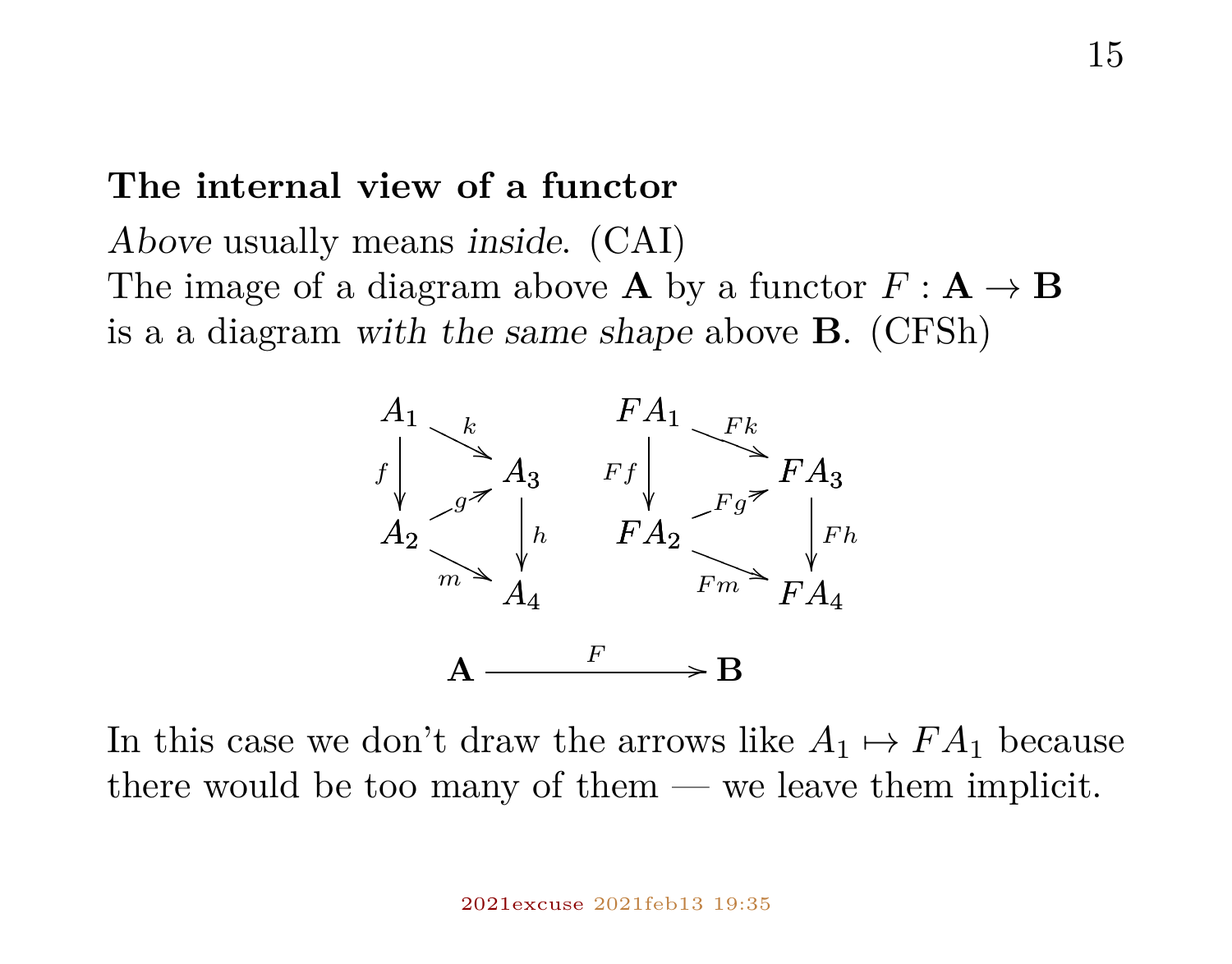### The internal view of a functor

*Above* usually means *inside*. (CAI)
The image of a diagram above $\mathbf{A}$ by a functor $F : \mathbf{A} \to \mathbf{B}$
is a a diagram *with the same shape* above $\mathbf{B}$. (CFSh)

$$
\begin{array}{ccc}
A_1 & \xrightarrow{k} & A_3 \\
{\scriptstyle f}\downarrow & \overset{g}{\nearrow} & \downarrow{\scriptstyle h} \\
A_2 & \xrightarrow{m} & A_4
\end{array}
\qquad\qquad
\begin{array}{ccc}
FA_1 & \xrightarrow{Fk} & FA_3 \\
{\scriptstyle Ff}\downarrow & \overset{Fg}{\nearrow} & \downarrow{\scriptstyle Fh} \\
FA_2 & \xrightarrow{Fm} & FA_4
\end{array}
$$

$$
\mathbf{A} \xrightarrow{\quad F \quad} \mathbf{B}
$$

In this case we don't draw the arrows like $A_1 \mapsto FA_1$ because there would be too many of them — we leave them implicit.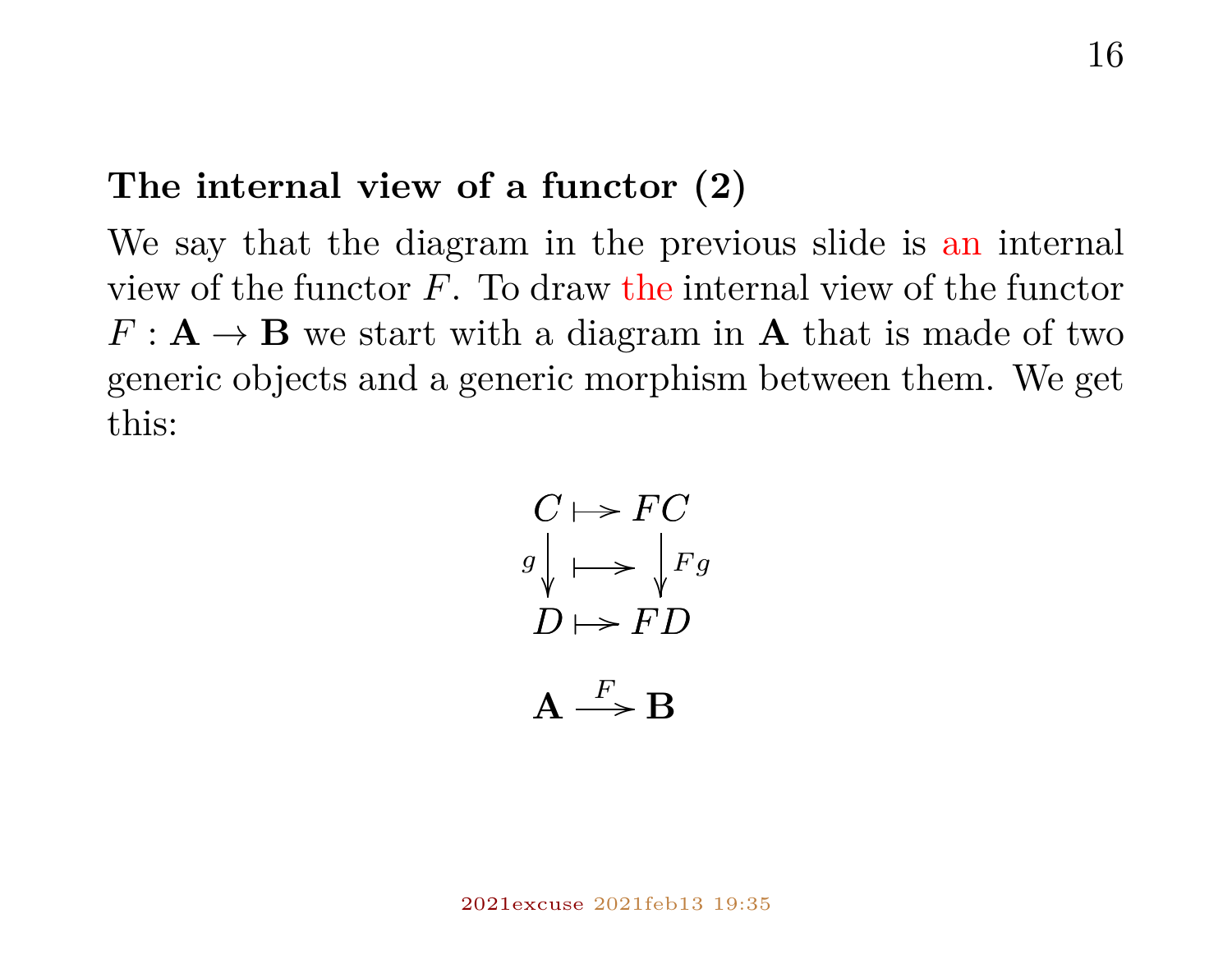### The internal view of a functor (2)

We say that the diagram in the previous slide is an internal view of the functor $F$. To draw the internal view of the functor $F : \mathbf{A} \to \mathbf{B}$ we start with a diagram in $\mathbf{A}$ that is made of two generic objects and a generic morphism between them. We get this:

$$
\begin{array}{ccc}
C & \longmapsto & FC \\
{\scriptstyle g}\downarrow & \longmapsto & \downarrow{\scriptstyle Fg} \\
D & \longmapsto & FD
\end{array}
$$

$$
\mathbf{A} \xrightarrow{F} \mathbf{B}
$$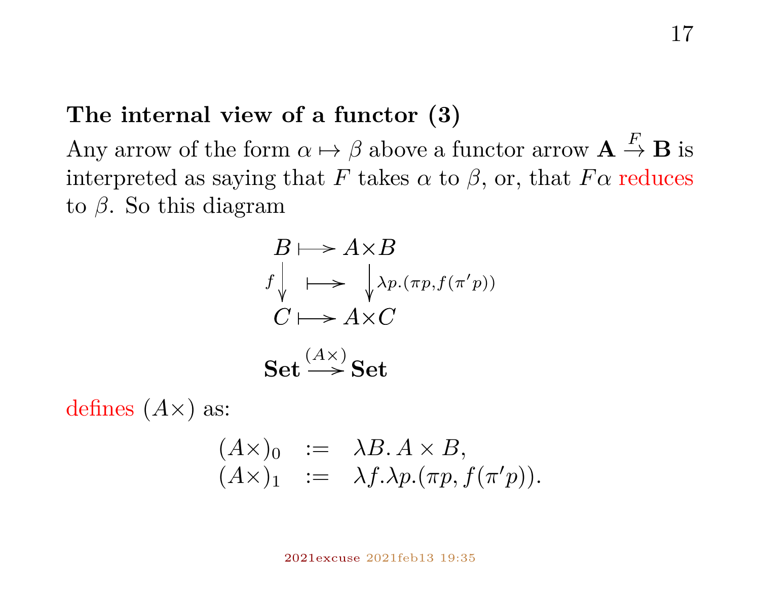### The internal view of a functor (3)

Any arrow of the form $\alpha \mapsto \beta$ above a functor arrow $\mathbf{A} \stackrel{F}{\to} \mathbf{B}$ is interpreted as saying that $F$ takes $\alpha$ to $\beta$, or, that $F\alpha$ reduces to $\beta$. So this diagram

$$
\begin{array}{ccc}
B & \longmapsto & A \times B \\
{\scriptstyle f}\downarrow & \longmapsto & \downarrow{\scriptstyle \lambda p.(\pi p, f(\pi' p))} \\
C & \longmapsto & A \times C
\end{array}
$$

$$
\mathbf{Set} \xrightarrow{(A\times)} \mathbf{Set}
$$

defines $(A\times)$ as:

$$
\begin{array}{lcl}
(A\times)_0 & := & \lambda B.\, A \times B, \\
(A\times)_1 & := & \lambda f. \lambda p.(\pi p, f(\pi' p)).
\end{array}
$$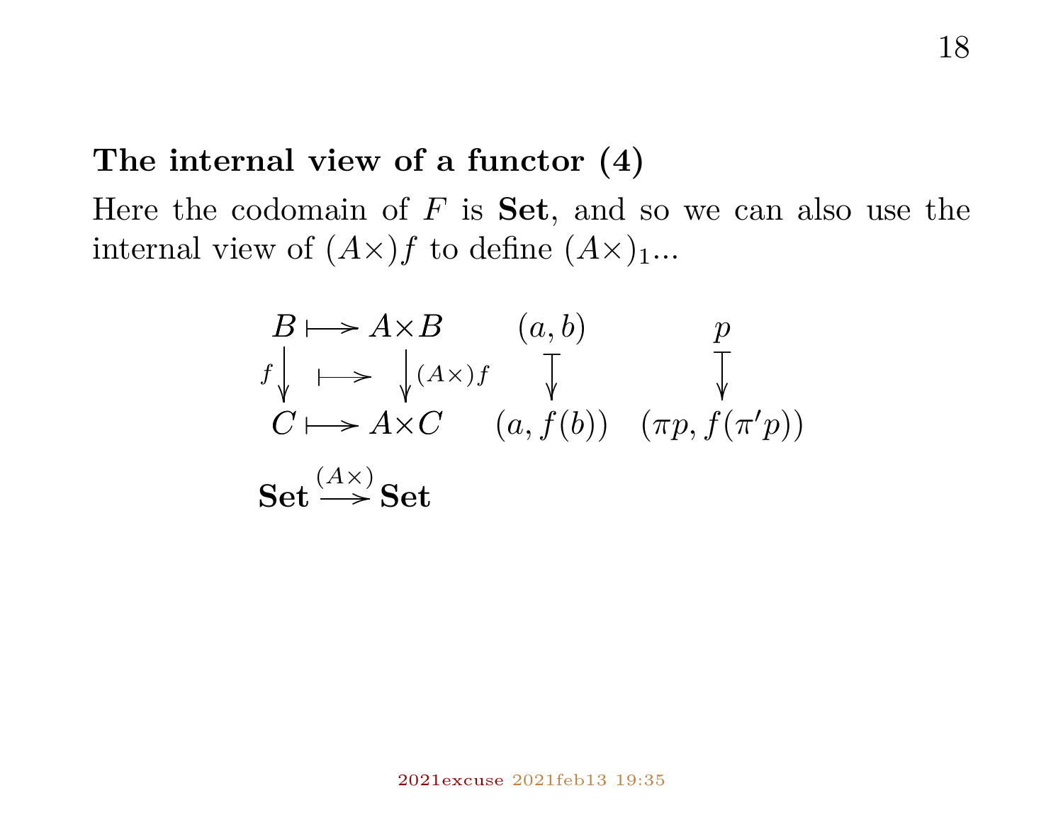**The internal view of a functor (4)**

Here the codomain of $F$ is **Set**, and so we can also use the internal view of $(A\times)f$ to define $(A\times)_1$...

$$
\begin{array}{ccccc}
B & \longmapsto & A\times B & (a,b) & p \\
{\scriptstyle f}\downarrow & \longmapsto & \downarrow{\scriptstyle (A\times)f} & \downarrow & \downarrow \\
C & \longmapsto & A\times C & (a,f(b)) & (\pi p, f(\pi' p))
\end{array}
$$

$$
\mathbf{Set} \xrightarrow{(A\times)} \mathbf{Set}
$$

2021excuse 2021feb13 19:35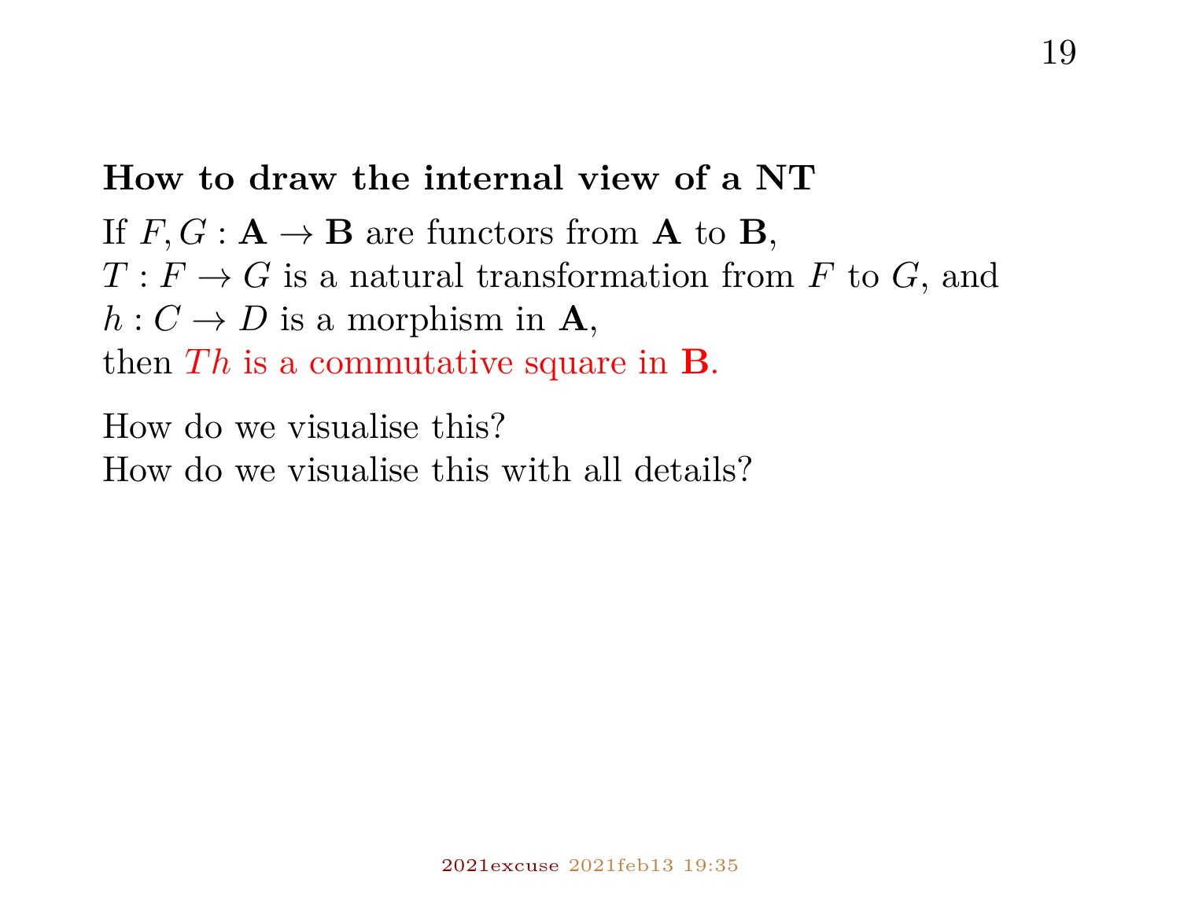**How to draw the internal view of a NT**

If $F, G : \mathbf{A} \to \mathbf{B}$ are functors from $\mathbf{A}$ to $\mathbf{B}$,
$T : F \to G$ is a natural transformation from $F$ to $G$, and
$h : C \to D$ is a morphism in $\mathbf{A}$,
then $Th$ is a commutative square in $\mathbf{B}$.

How do we visualise this?
How do we visualise this with all details?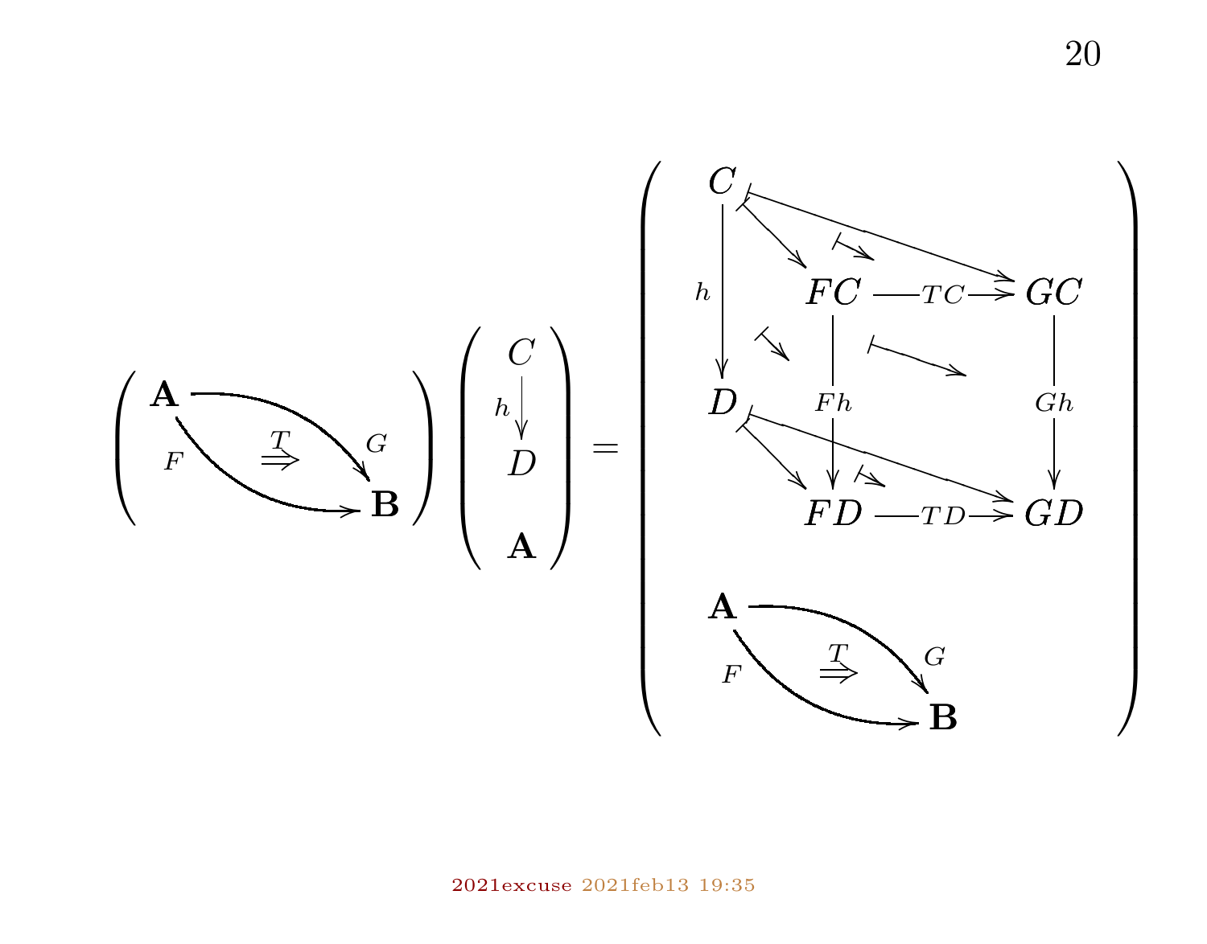$$
\left(
\begin{array}{ccc}
\mathbf{A} & \xrightarrow{\quad G \quad} & \mathbf{B} \\
 & \overset{T}{\Rightarrow} & \\
\mathbf{A} & \xrightarrow[\quad F \quad]{} & \mathbf{B}
\end{array}
\right)
\left(
\begin{array}{c}
C \\
\downarrow h \\
D \\
\\
\mathbf{A}
\end{array}
\right)
=
\left(
\begin{array}{ccc}
C & \mapsto & \\
 & FC \xrightarrow{TC} GC & \\
\downarrow h & \downarrow Fh \qquad \downarrow Gh & \\
D & \mapsto & \\
 & FD \xrightarrow{TD} GD & \\
 & & \\
\mathbf{A} & \overset{T}{\Rightarrow} \quad \underset{F}{\overset{G}{\rightrightarrows}} & \mathbf{B}
\end{array}
\right)
$$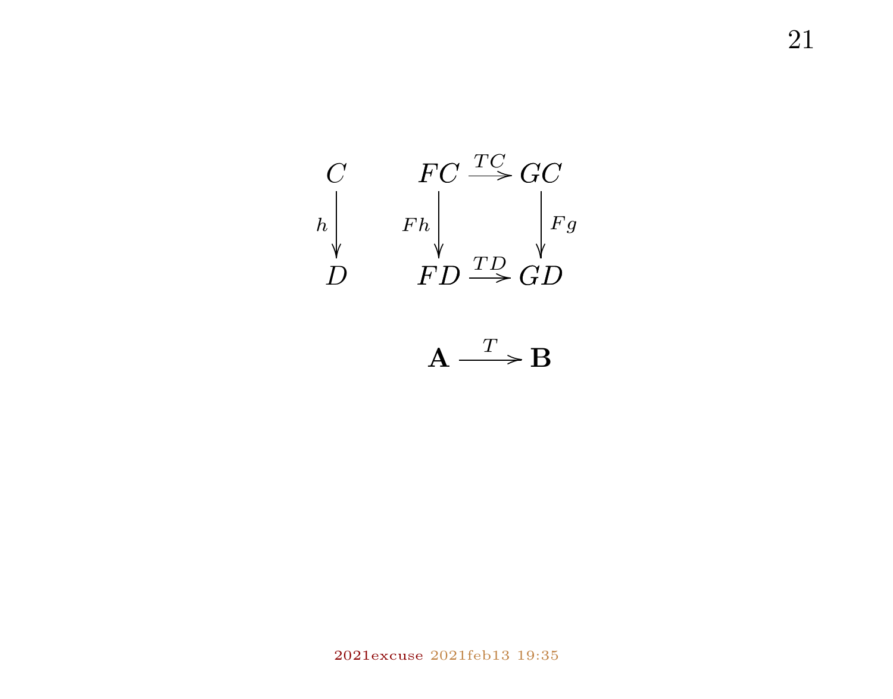$$
\begin{array}{ccccc}
C & & FC & \xrightarrow{TC} & GC \\
\Big\downarrow{\scriptstyle h} & & \Big\downarrow{\scriptstyle Fh} & & \Big\downarrow{\scriptstyle Fg} \\
D & & FD & \xrightarrow{TD} & GD
\end{array}
$$

$$
\mathbf{A} \xrightarrow{T} \mathbf{B}
$$

2021excuse 2021feb13 19:35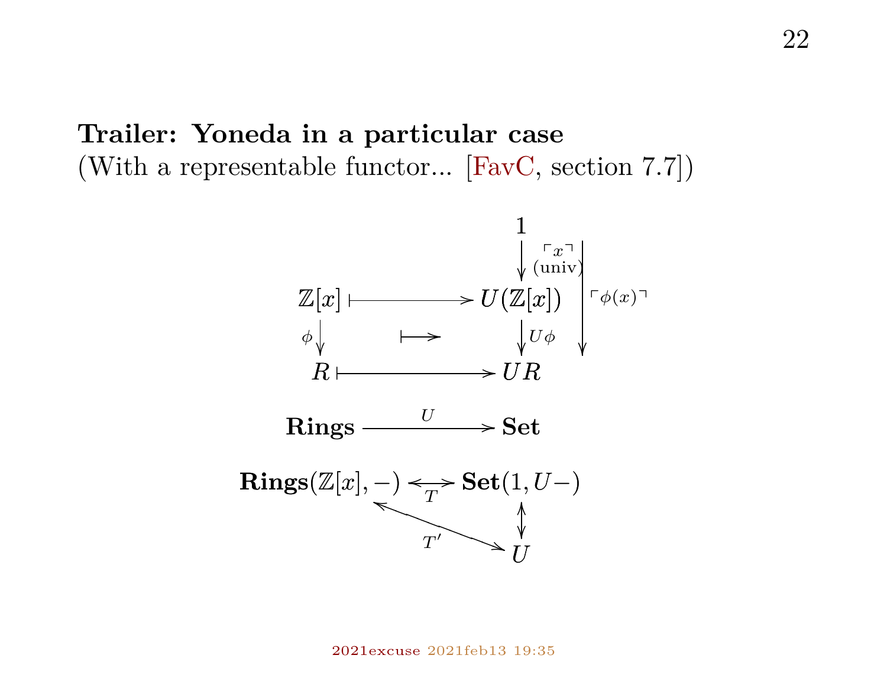**Trailer: Yoneda in a particular case**
(With a representable functor... [FavC, section 7.7])

$$
\begin{array}{ccc}
 & & 1 \\
 & & \downarrow {\scriptstyle \ulcorner x \urcorner \text{ (univ)}} \\
\mathbb{Z}[x] & \longmapsto & U(\mathbb{Z}[x]) \\
{\scriptstyle \phi}\downarrow & \longmapsto & \downarrow {\scriptstyle U\phi} \\
R & \longmapsto & UR
\end{array}
\qquad \ulcorner \phi(x) \urcorner : 1 \to UR
$$

$$
\mathbf{Rings} \xrightarrow{U} \mathbf{Set}
$$

$$
\begin{array}{ccc}
\mathbf{Rings}(\mathbb{Z}[x], -) & \overset{T}{\leftrightarrow} & \mathbf{Set}(1, U-) \\
 & {\scriptstyle T'} \nwarrow\!\!\searrow & \updownarrow \\
 & & U
\end{array}
$$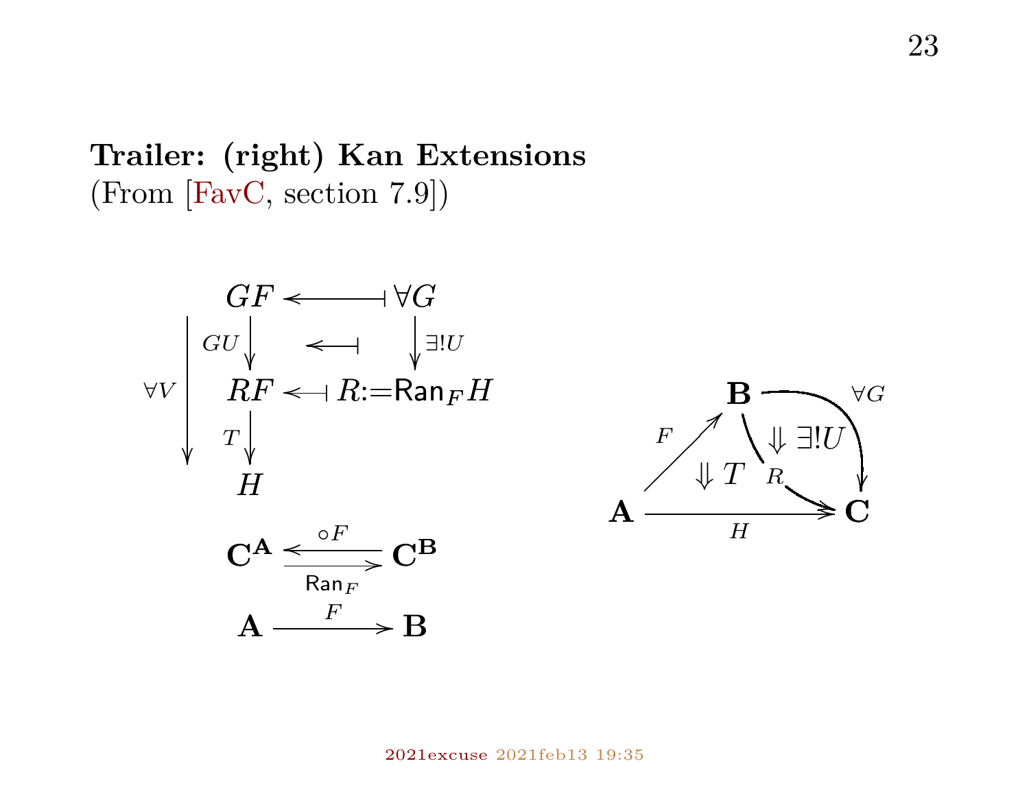**Trailer: (right) Kan Extensions**
(From [FavC, section 7.9])

$$
\begin{array}{ccc}
GF & \longleftarrow\!\!\!\dashv & \forall G \\
{\scriptstyle GU}\downarrow & \longleftarrow\!\!\!\dashv & \downarrow{\scriptstyle \exists! U} \\
RF & \longleftarrow\!\!\!\dashv & R := \mathsf{Ran}_F H \\
{\scriptstyle T}\downarrow & & \\
H & &
\end{array}
\qquad \forall V : GF \to H
$$

$$
\mathbf{C}^{\mathbf{A}} \underset{\mathsf{Ran}_F}{\overset{\circ F}{\rightleftarrows}} \mathbf{C}^{\mathbf{B}}
$$

$$
\mathbf{A} \xrightarrow{F} \mathbf{B}
$$

$$
\mathbf{A} \xrightarrow{F} \mathbf{B}, \quad \mathbf{A} \xrightarrow{H} \mathbf{C}, \quad \mathbf{B} \xrightarrow{R} \mathbf{C}, \quad \mathbf{B} \xrightarrow{\forall G} \mathbf{C}, \quad \Downarrow T, \quad \Downarrow \exists! U
$$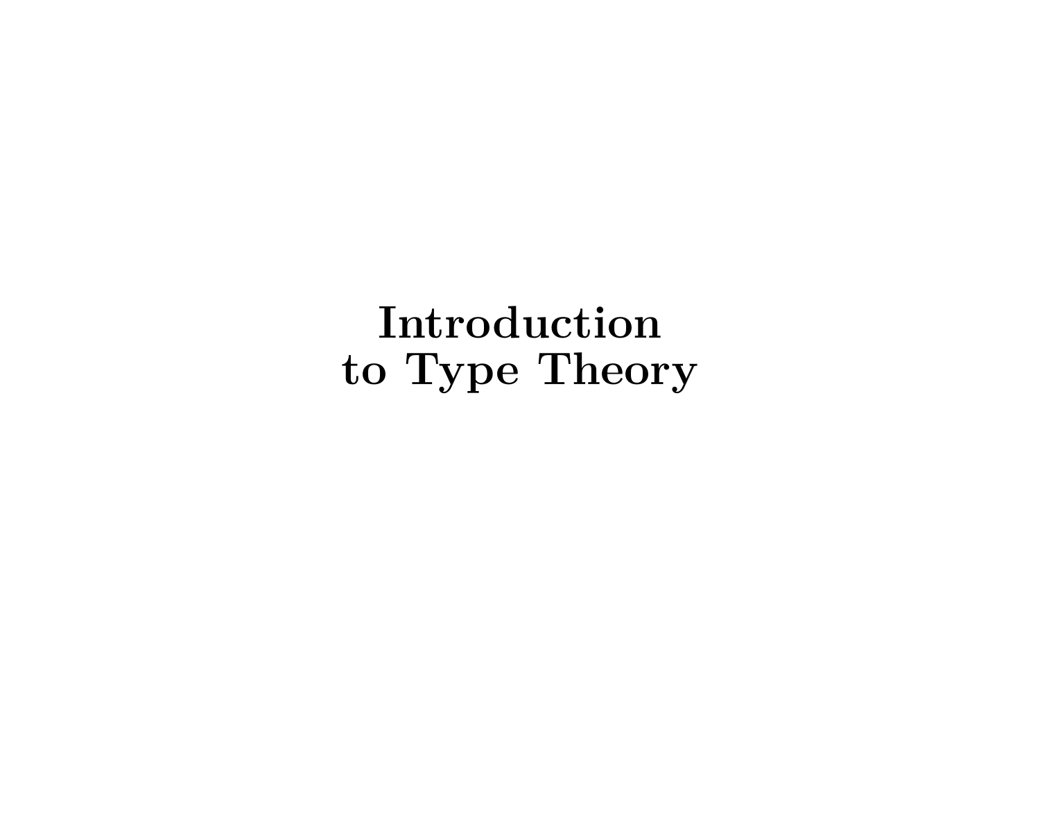# Introduction to Type Theory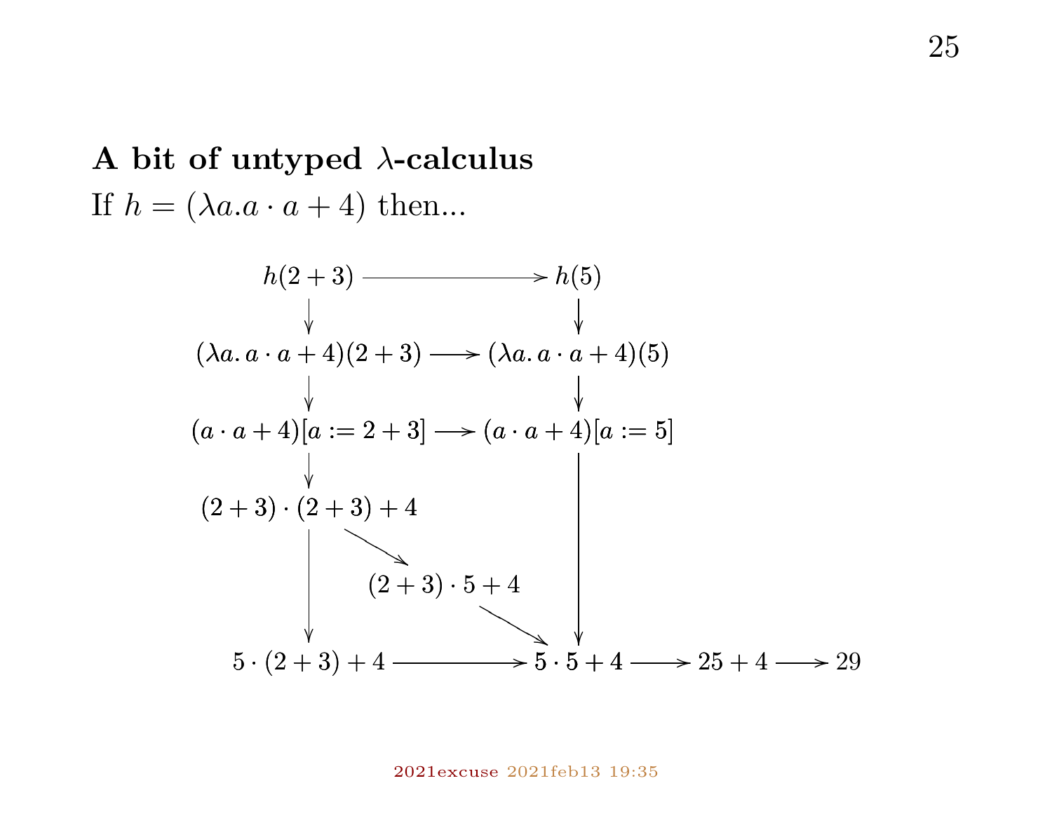**A bit of untyped λ-calculus**

If $h = (\lambda a.a \cdot a + 4)$ then...

$$
\begin{array}{ccccccc}
h(2+3) & \longrightarrow & h(5) & & & & \\
\downarrow & & \downarrow & & & & \\
(\lambda a.\, a \cdot a + 4)(2+3) & \longrightarrow & (\lambda a.\, a \cdot a + 4)(5) & & & & \\
\downarrow & & \downarrow & & & & \\
(a \cdot a + 4)[a := 2+3] & \longrightarrow & (a \cdot a + 4)[a := 5] & & & & \\
\downarrow & & \downarrow & & & & \\
(2+3) \cdot (2+3) + 4 & & \downarrow & & & & \\
\downarrow & \searrow \; (2+3) \cdot 5 + 4 \; \searrow & \downarrow & & & & \\
5 \cdot (2+3) + 4 & \longrightarrow & 5 \cdot 5 + 4 & \longrightarrow & 25 + 4 & \longrightarrow & 29
\end{array}
$$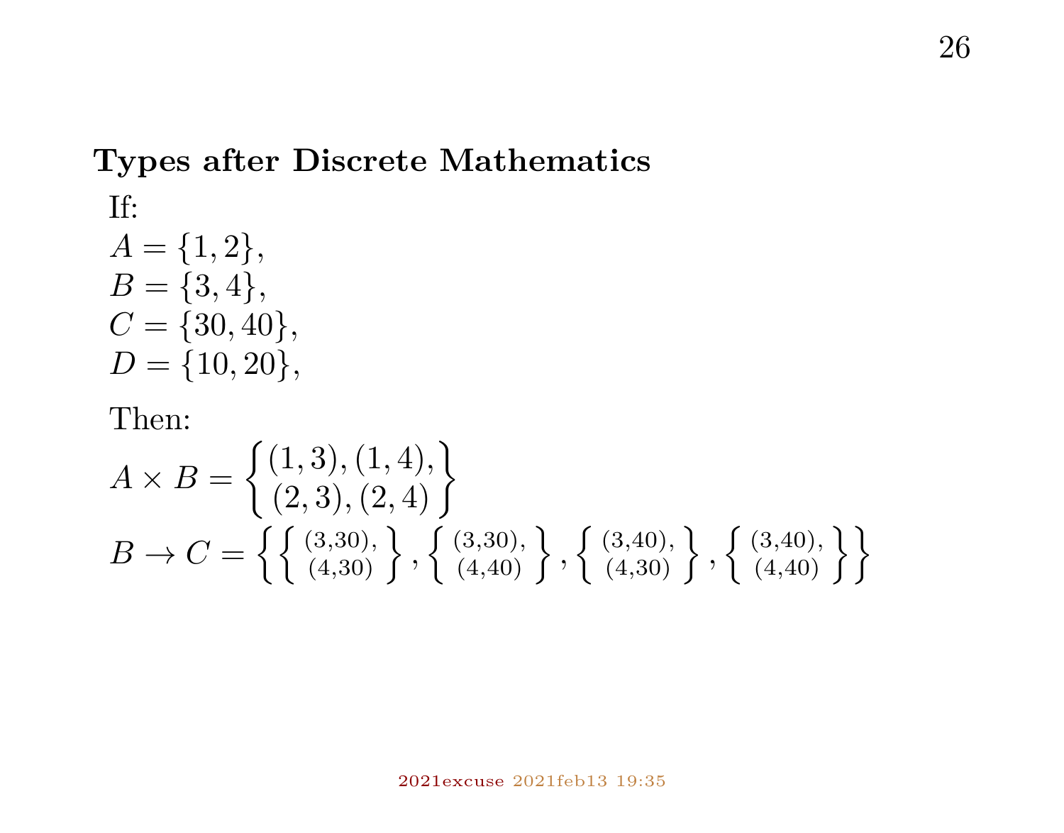**Types after Discrete Mathematics**

If:

$A = \{1, 2\}$,
$B = \{3, 4\}$,
$C = \{30, 40\}$,
$D = \{10, 20\}$,

Then:

$$A \times B = \left\{ \begin{matrix} (1,3),(1,4), \\ (2,3),(2,4) \end{matrix} \right\}$$

$$B \to C = \left\{ \left\{ \begin{matrix} (3{,}30), \\ (4{,}30) \end{matrix} \right\}, \left\{ \begin{matrix} (3{,}30), \\ (4{,}40) \end{matrix} \right\}, \left\{ \begin{matrix} (3{,}40), \\ (4{,}30) \end{matrix} \right\}, \left\{ \begin{matrix} (3{,}40), \\ (4{,}40) \end{matrix} \right\} \right\}$$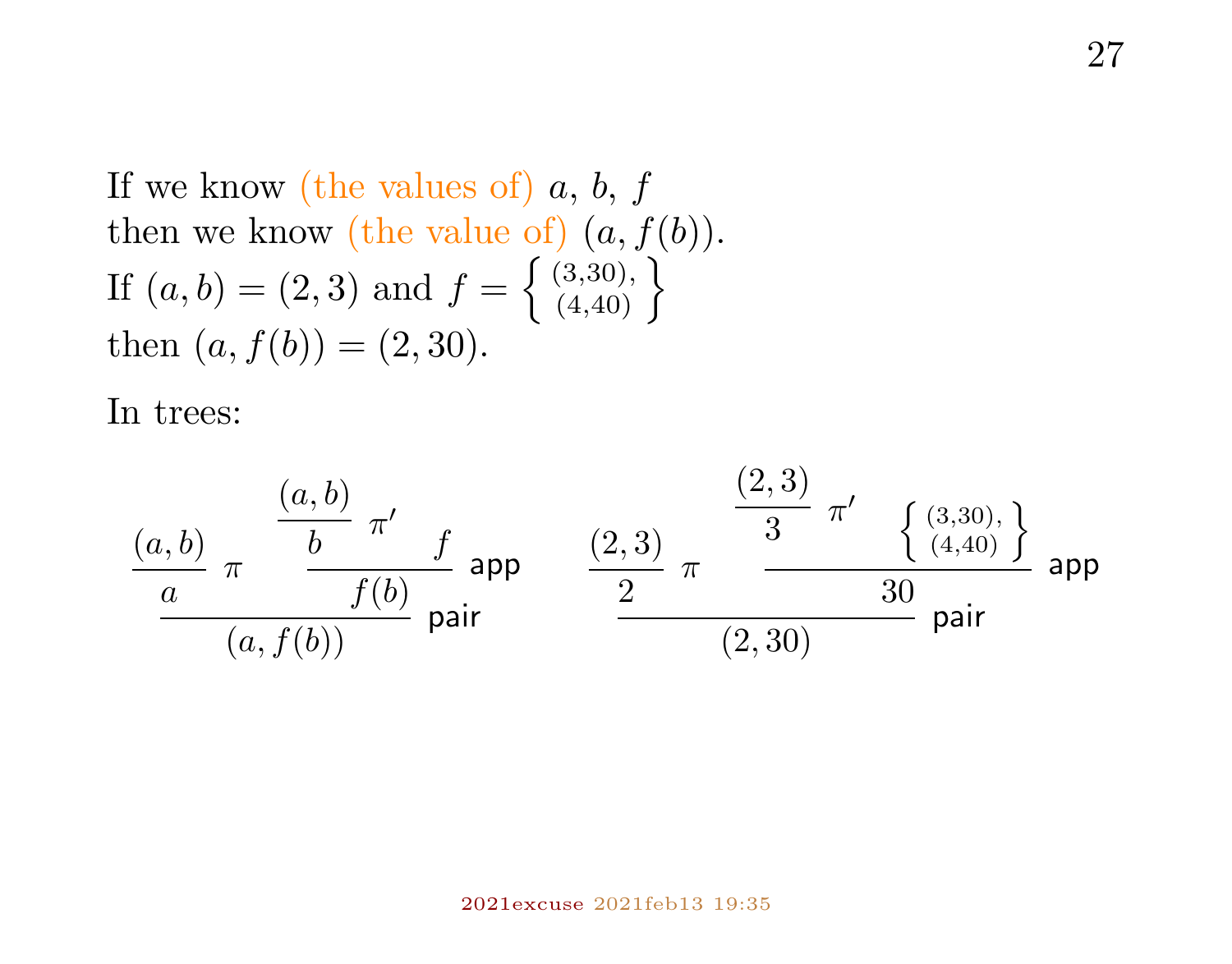If we know (the values of) $a$, $b$, $f$
then we know (the value of) $(a, f(b))$.
If $(a,b) = (2,3)$ and $f = \left\{ \begin{smallmatrix} (3,30), \\ (4,40) \end{smallmatrix} \right\}$
then $(a, f(b)) = (2, 30)$.

In trees:

$$
\dfrac{\dfrac{(a,b)}{a}\;\pi \qquad \dfrac{\dfrac{(a,b)}{b}\;\pi' \qquad f}{f(b)}\;\mathsf{app}}{(a, f(b))}\;\mathsf{pair}
\qquad\qquad
\dfrac{\dfrac{(2,3)}{2}\;\pi \qquad \dfrac{\dfrac{(2,3)}{3}\;\pi' \qquad \left\{ \begin{smallmatrix} (3,30), \\ (4,40) \end{smallmatrix} \right\}}{30}\;\mathsf{app}}{(2, 30)}\;\mathsf{pair}
$$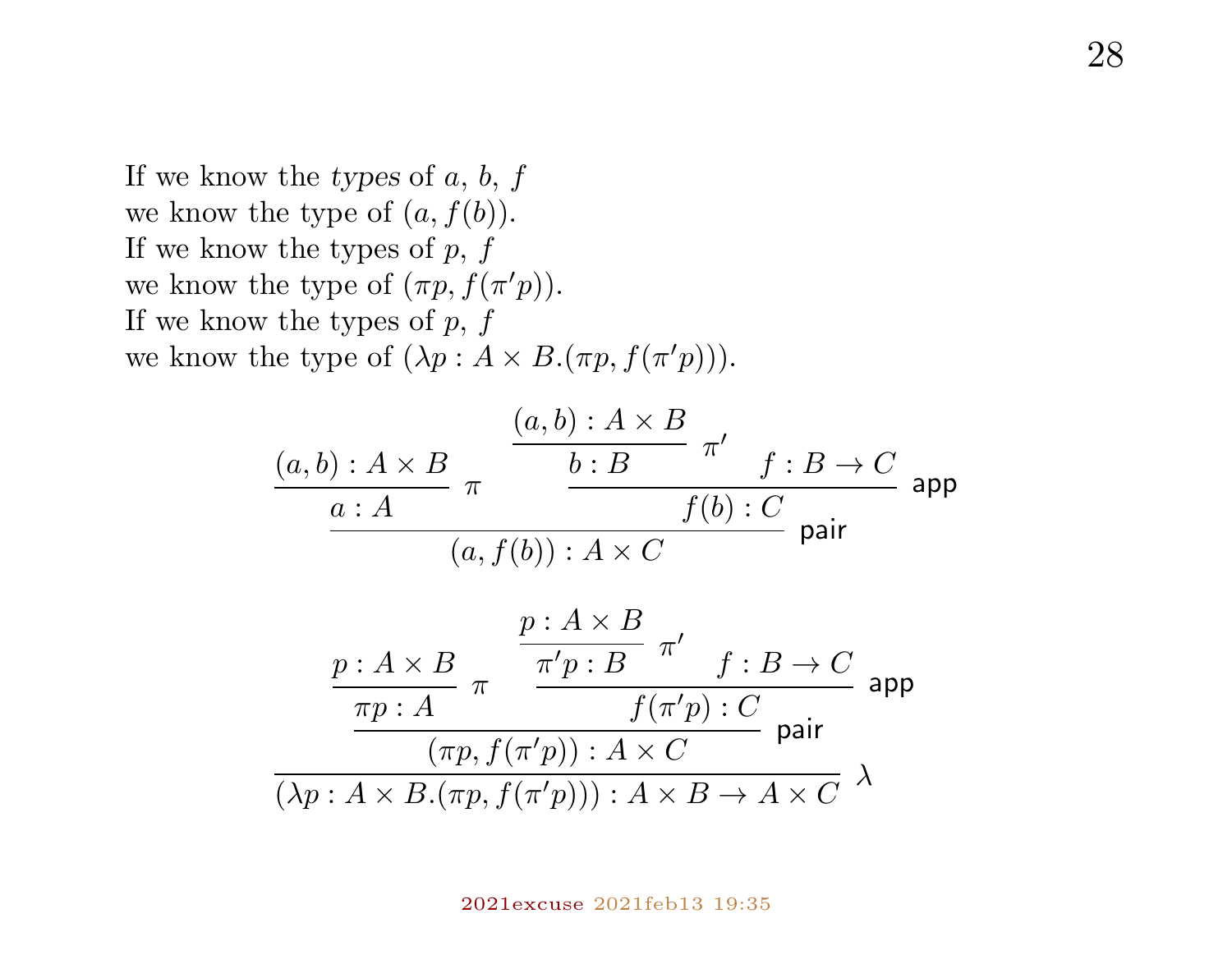If we know the *types* of $a$, $b$, $f$
we know the type of $(a, f(b))$.
If we know the types of $p$, $f$
we know the type of $(\pi p, f(\pi' p))$.
If we know the types of $p$, $f$
we know the type of $(\lambda p : A \times B.(\pi p, f(\pi' p)))$.

$$
\dfrac{\dfrac{(a,b) : A \times B}{a : A}\ \pi \qquad \dfrac{\dfrac{(a,b) : A \times B}{b : B}\ \pi' \qquad f : B \to C}{f(b) : C}\ \mathsf{app}}{(a, f(b)) : A \times C}\ \mathsf{pair}
$$

$$
\dfrac{\dfrac{\dfrac{p : A \times B}{\pi p : A}\ \pi \qquad \dfrac{\dfrac{p : A \times B}{\pi' p : B}\ \pi' \qquad f : B \to C}{f(\pi' p) : C}\ \mathsf{app}}{(\pi p, f(\pi' p)) : A \times C}\ \mathsf{pair}}{(\lambda p : A \times B.(\pi p, f(\pi' p))) : A \times B \to A \times C}\ \lambda
$$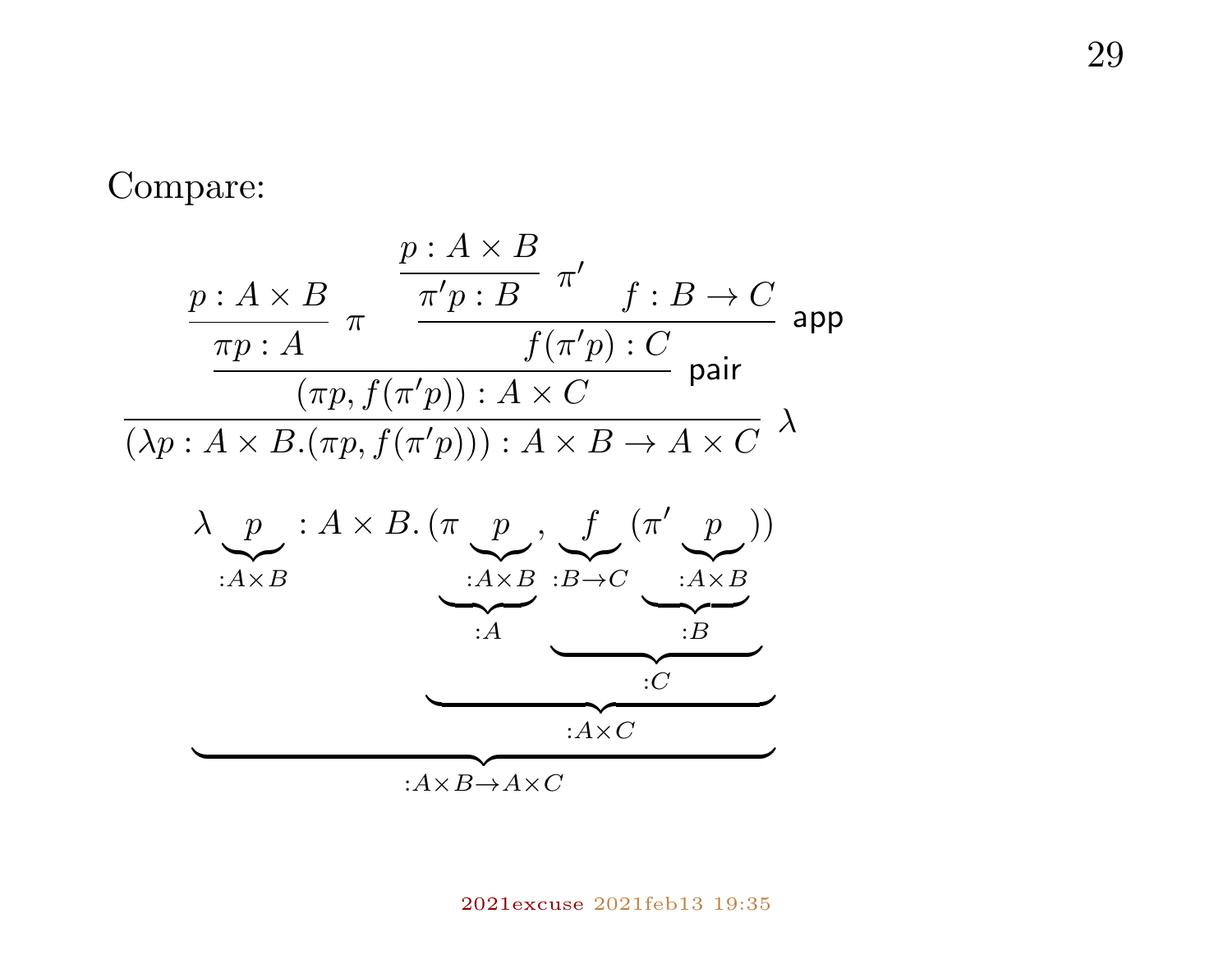Compare:

$$
\dfrac{\dfrac{\dfrac{p : A \times B}{\pi p : A}\;\pi \qquad \dfrac{\dfrac{p : A \times B}{\pi' p : B}\;\pi' \qquad f : B \to C}{f(\pi' p) : C}\;\mathsf{app}}{(\pi p, f(\pi' p)) : A \times C}\;\mathsf{pair}}{(\lambda p : A \times B . (\pi p, f(\pi' p))) : A \times B \to A \times C}\;\lambda
$$

$$
\underbrace{\lambda \underbrace{p}_{:A\times B} : A \times B . \underbrace{(\underbrace{\pi \underbrace{p}_{:A\times B}}_{:A}, \underbrace{\underbrace{f}_{:B\to C} (\underbrace{\pi' \underbrace{p}_{:A\times B}}_{:B})}_{:C})}_{:A\times C}}_{:A\times B\to A\times C}
$$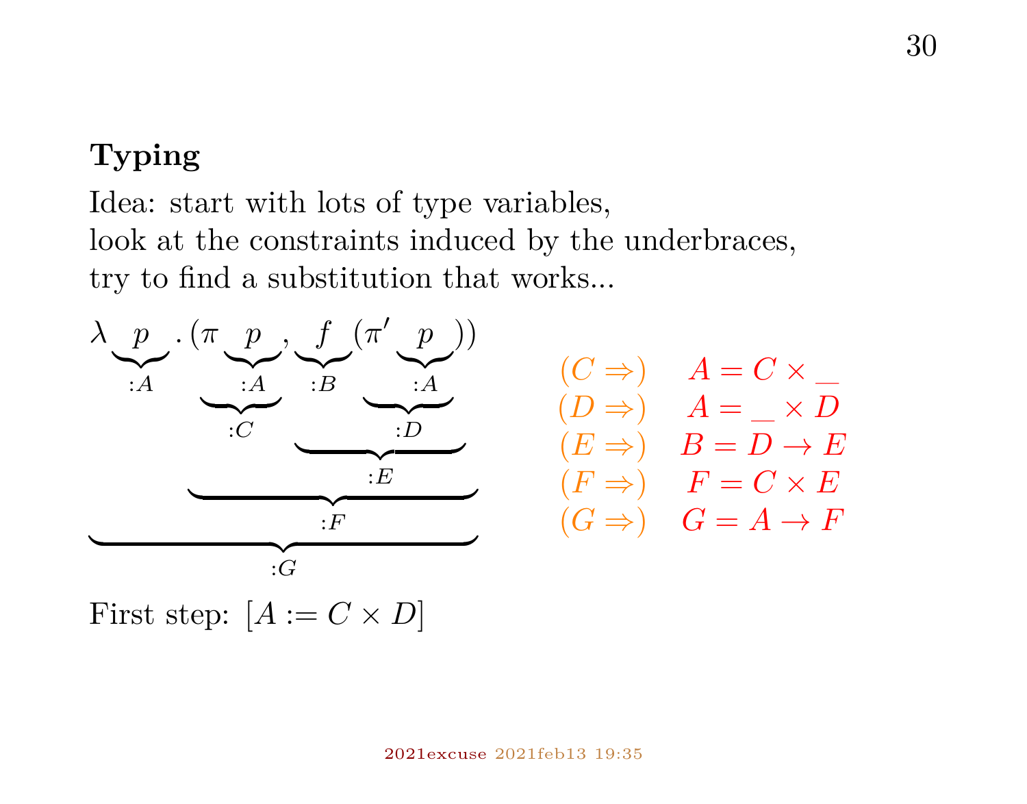**Typing**

Idea: start with lots of type variables,
look at the constraints induced by the underbraces,
try to find a substitution that works...

$$\underbrace{\lambda \underbrace{p}_{:A} . (\underbrace{\pi \underbrace{p}_{:A}}_{:C}, \underbrace{\underbrace{f}_{:B} \underbrace{(\pi' \underbrace{p}_{:A})}_{:D}}_{:E})}_{:G}$$

(where the pair $(\pi\,p, f(\pi'\,p))$ has type $:F$)

$$\begin{array}{ll}
(C \Rightarrow) & A = C \times \_ \\
(D \Rightarrow) & A = \_ \times D \\
(E \Rightarrow) & B = D \to E \\
(F \Rightarrow) & F = C \times E \\
(G \Rightarrow) & G = A \to F
\end{array}$$

First step: $[A := C \times D]$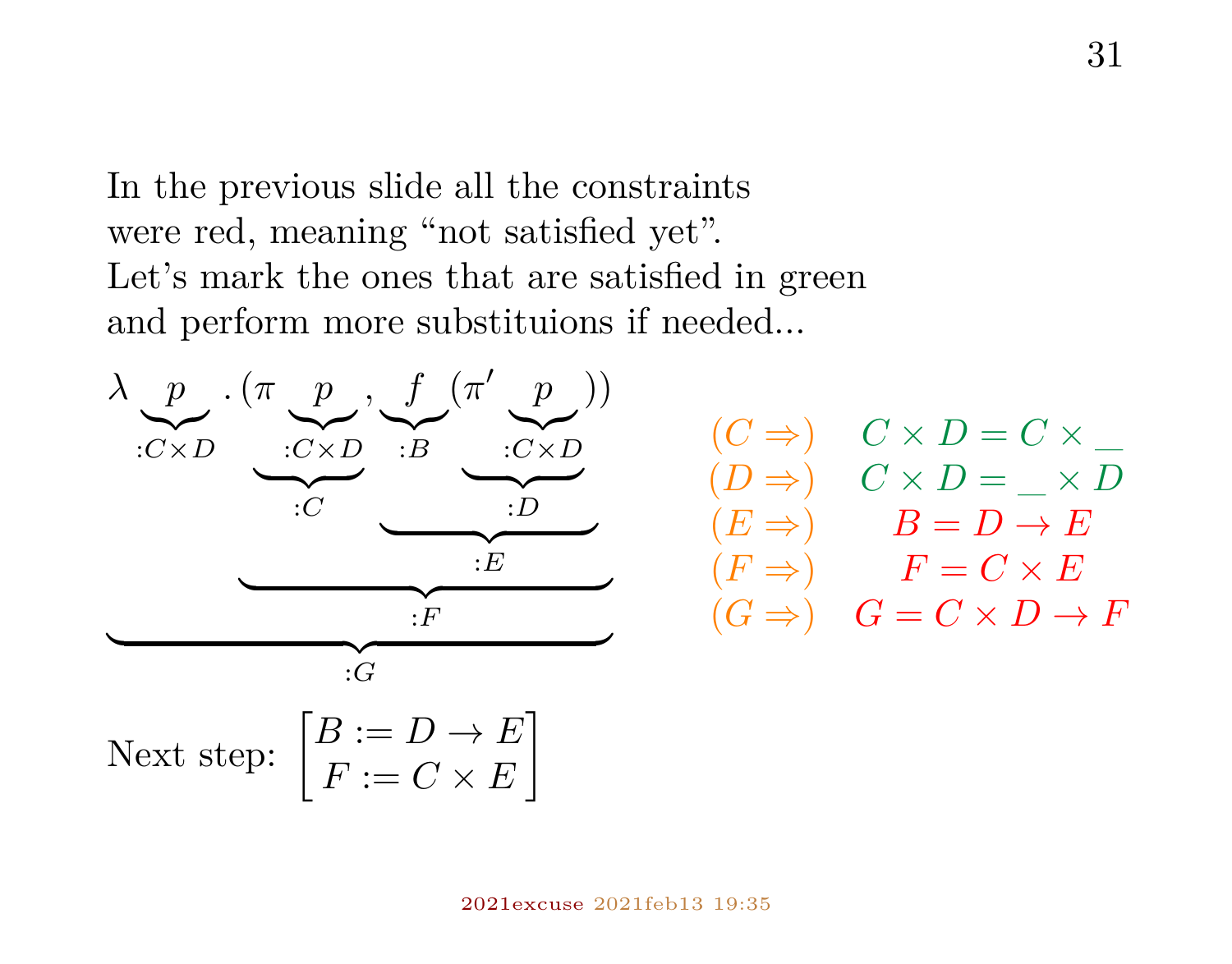In the previous slide all the constraints were red, meaning "not satisfied yet". Let's mark the ones that are satisfied in green and perform more substituions if needed...

$$\underbrace{\lambda \underbrace{p}_{:C\times D} . (\underbrace{\pi \underbrace{p}_{:C\times D}}_{:C}, \underbrace{\underbrace{f}_{:B} (\underbrace{\pi' \underbrace{p}_{:C\times D}}_{:D})}_{:E})}_{:G}$$

(with $(\pi\ p, f(\pi'\ p)) : F$)

$$\begin{array}{rc}
(C \Rightarrow) & C \times D = C \times \_ \\
(D \Rightarrow) & C \times D = \_ \times D \\
(E \Rightarrow) & B = D \to E \\
(F \Rightarrow) & F = C \times E \\
(G \Rightarrow) & G = C \times D \to F
\end{array}$$

Next step: $\begin{bmatrix} B := D \to E \\ F := C \times E \end{bmatrix}$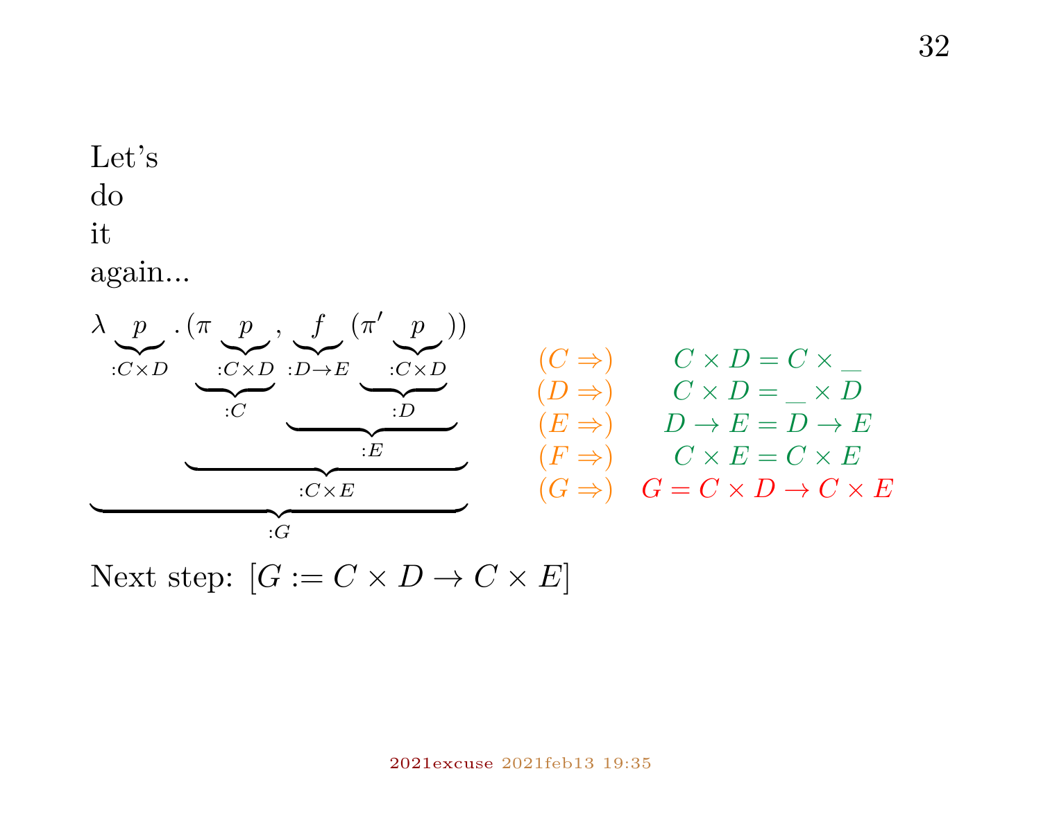Let's
do
it
again...

$$\underbrace{\lambda \underbrace{p}_{:C\times D} .\, \underbrace{(\underbrace{\pi \underbrace{p}_{:C\times D}}_{:C},\ \underbrace{\underbrace{f}_{:D\to E} \underbrace{(\pi' \underbrace{p}_{:C\times D})}_{:D}}_{:E})}_{:C\times E}}_{:G}$$

$$
\begin{array}{rc}
(C \Rightarrow) & C \times D = C \times \_ \\
(D \Rightarrow) & C \times D = \_ \times D \\
(E \Rightarrow) & D \to E = D \to E \\
(F \Rightarrow) & C \times E = C \times E \\
(G \Rightarrow) & G = C \times D \to C \times E
\end{array}
$$

Next step: $[G := C \times D \to C \times E]$

2021excuse 2021feb13 19:35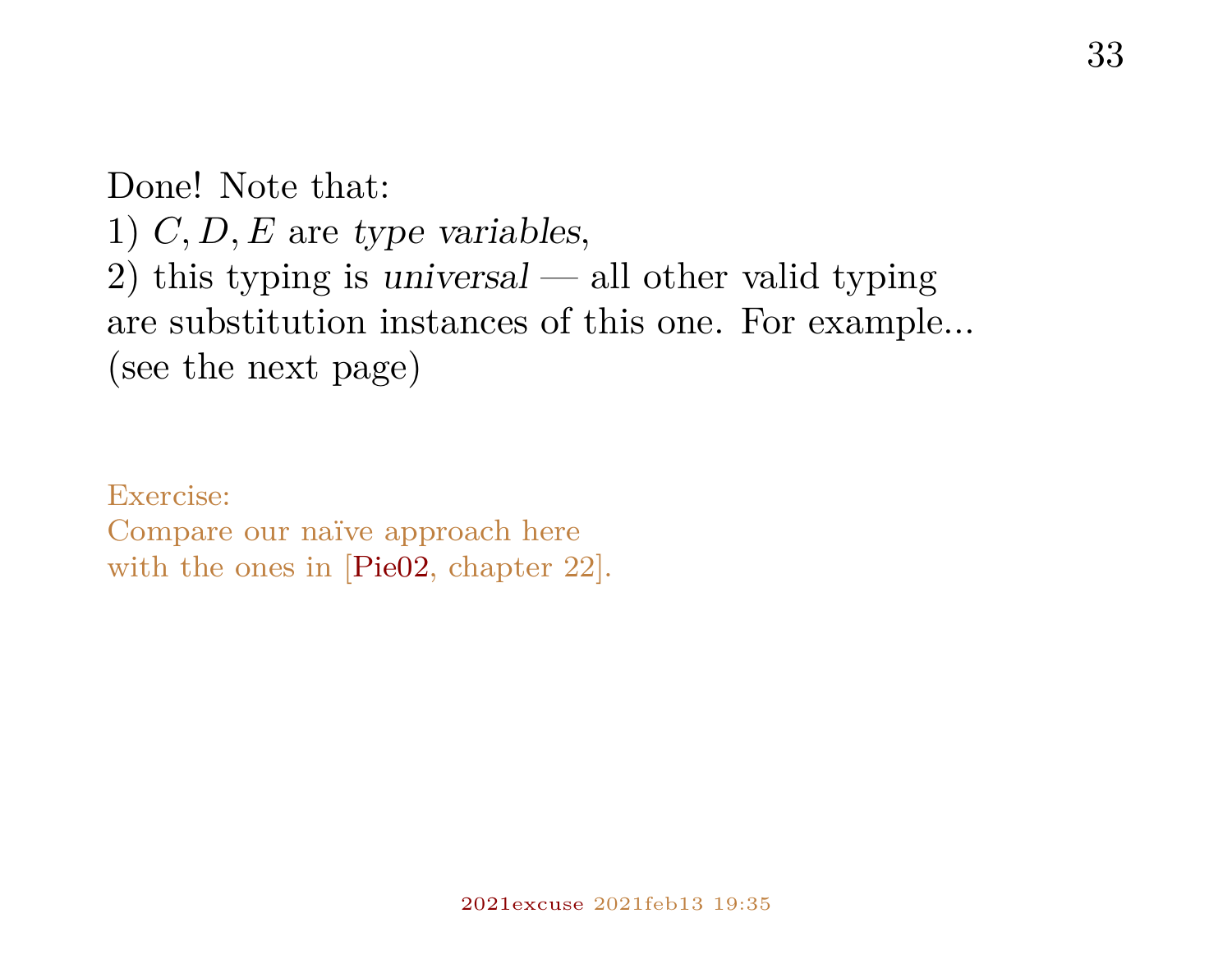Done! Note that:
1) $C, D, E$ are *type variables*,
2) this typing is *universal* — all other valid typing are substitution instances of this one. For example... (see the next page)

Exercise:
Compare our naïve approach here with the ones in [Pie02, chapter 22].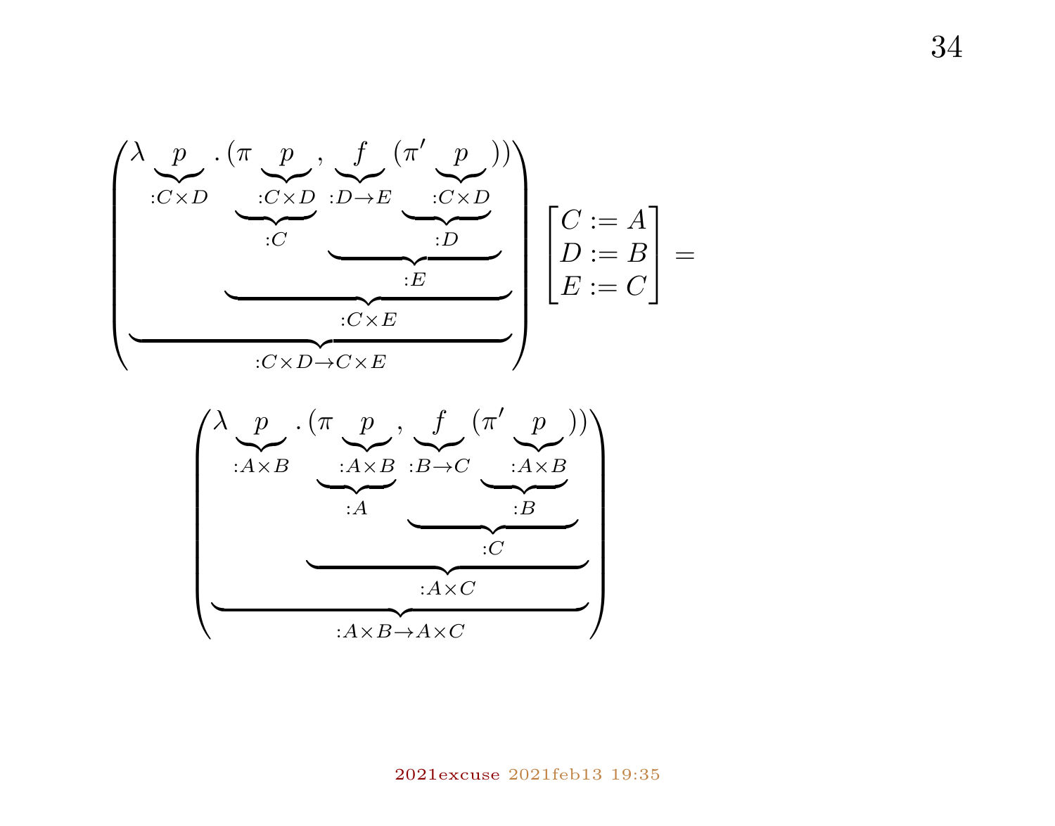$$
\left(
\underbrace{
\lambda \underbrace{p}_{:C \times D} . (
\underbrace{
\underbrace{\pi \underbrace{p}_{:C \times D}}_{:C} ,
\underbrace{\underbrace{f}_{:D \to E} \underbrace{(\pi' \underbrace{p}_{:C \times D})}_{:D}}_{:E}
}_{:C \times E}
)
}_{:C \times D \to C \times E}
\right)
\begin{bmatrix} C := A \\ D := B \\ E := C \end{bmatrix} =
$$

$$
\left(
\underbrace{
\lambda \underbrace{p}_{:A \times B} . (
\underbrace{
\underbrace{\pi \underbrace{p}_{:A \times B}}_{:A} ,
\underbrace{\underbrace{f}_{:B \to C} \underbrace{(\pi' \underbrace{p}_{:A \times B})}_{:B}}_{:C}
}_{:A \times C}
)
}_{:A \times B \to A \times C}
\right)
$$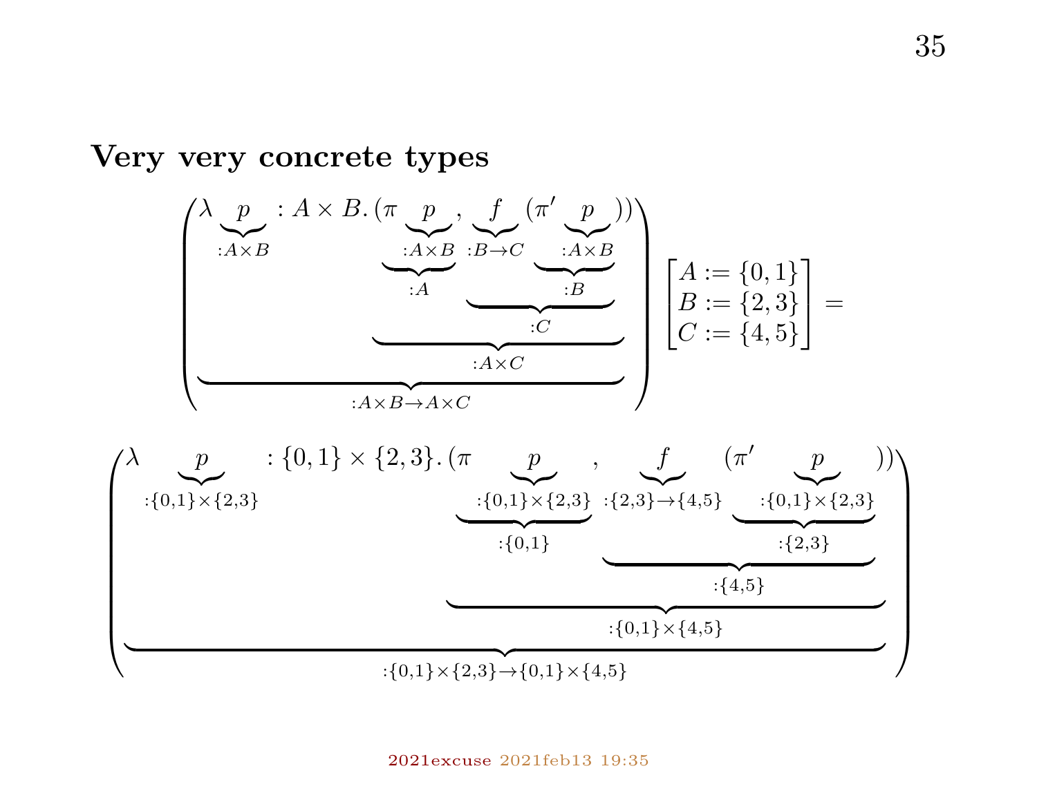## Very very concrete types

$$
\left(\underbrace{\lambda \underbrace{p}_{:A\times B} : A \times B.\, \underbrace{(\pi \underbrace{\underbrace{p}_{:A\times B}}_{:A},\ \underbrace{\underbrace{f}_{:B\to C} (\pi' \underbrace{\underbrace{p}_{:A\times B}}_{:B})}_{:C})}_{:A\times C}}_{:A\times B\to A\times C}\right)
\begin{bmatrix} A := \{0,1\} \\ B := \{2,3\} \\ C := \{4,5\} \end{bmatrix} =
$$

$$
\left(\underbrace{\lambda \underbrace{p}_{:\{0,1\}\times\{2,3\}} : \{0,1\} \times \{2,3\}.\, \underbrace{(\pi \underbrace{\underbrace{p}_{:\{0,1\}\times\{2,3\}}}_{:\{0,1\}},\ \underbrace{\underbrace{f}_{:\{2,3\}\to\{4,5\}} (\pi' \underbrace{\underbrace{p}_{:\{0,1\}\times\{2,3\}}}_{:\{2,3\}})}_{:\{4,5\}})}_{:\{0,1\}\times\{4,5\}}}_{:\{0,1\}\times\{2,3\}\to\{0,1\}\times\{4,5\}}\right)
$$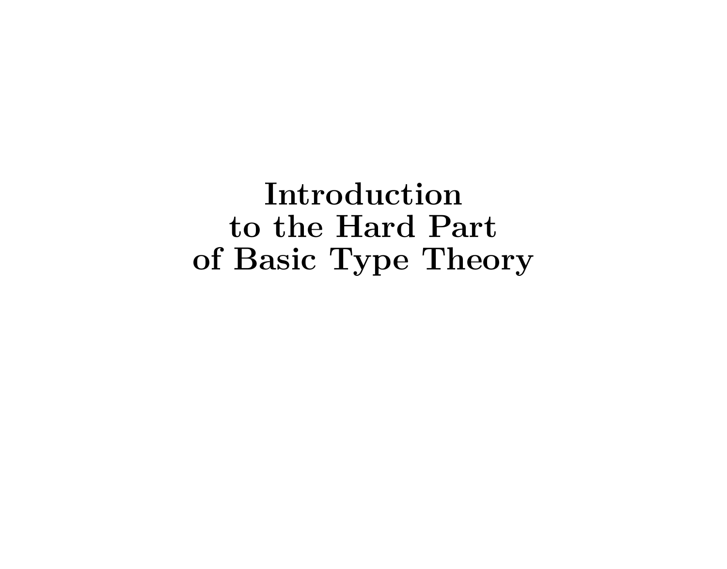# Introduction to the Hard Part of Basic Type Theory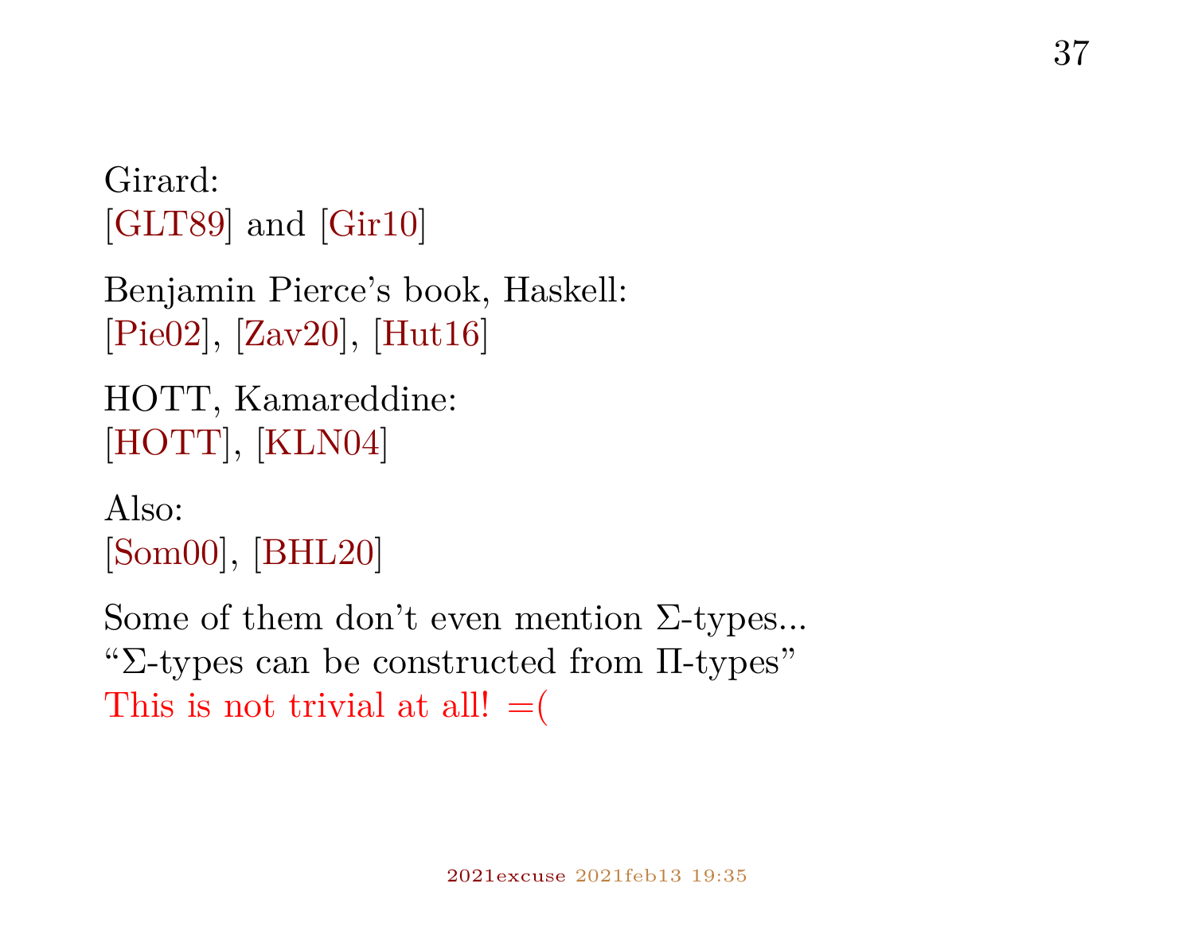Girard:
[GLT89] and [Gir10]

Benjamin Pierce's book, Haskell:
[Pie02], [Zav20], [Hut16]

HOTT, Kamareddine:
[HOTT], [KLN04]

Also:
[Som00], [BHL20]

Some of them don't even mention $\Sigma$-types...
"$\Sigma$-types can be constructed from $\Pi$-types"
This is not trivial at all! =(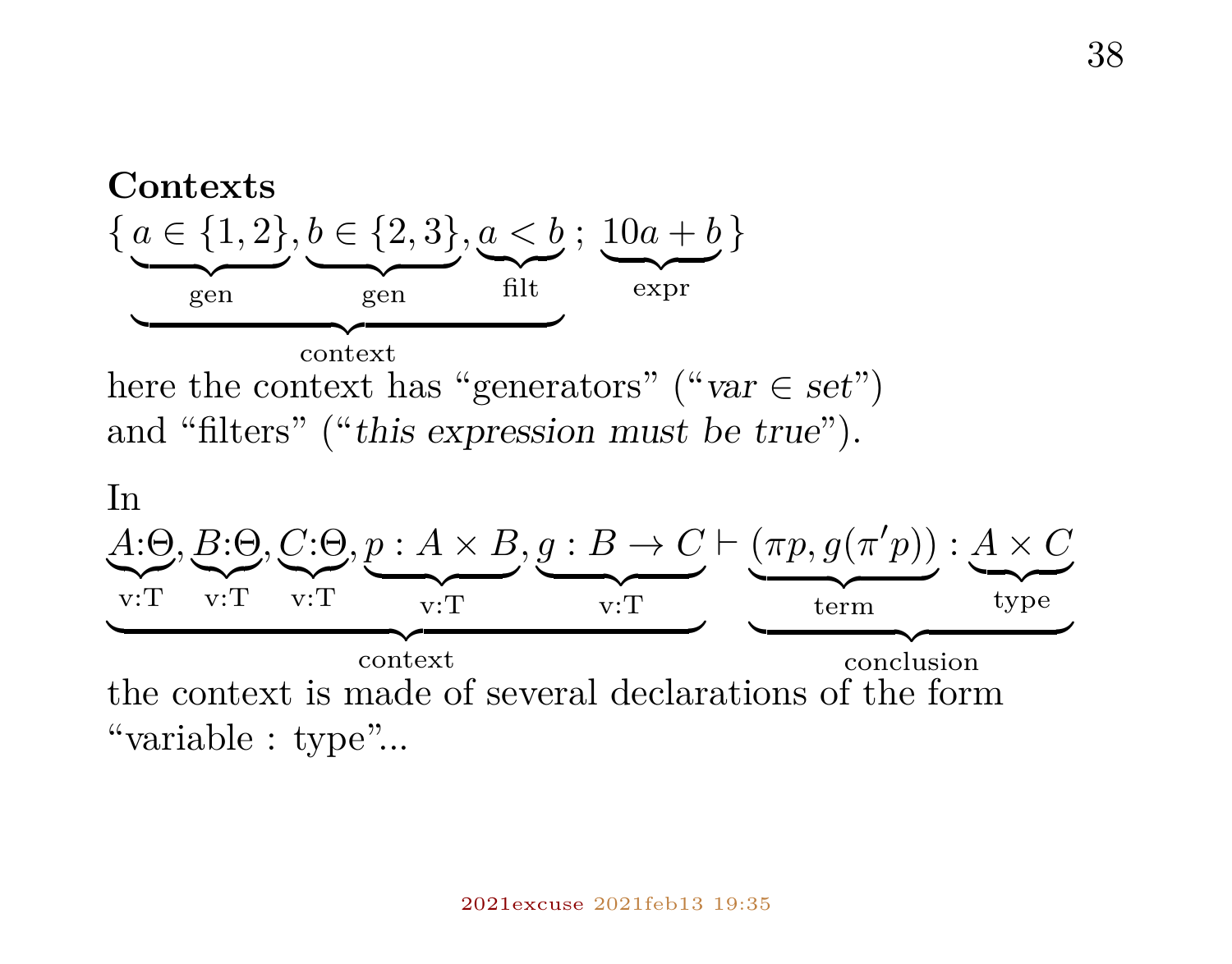**Contexts**

$$\{\underbrace{\underbrace{a \in \{1,2\}}_{\text{gen}}, \underbrace{b \in \{2,3\}}_{\text{gen}}, \underbrace{a < b}_{\text{filt}}}_{\text{context}} \; ; \; \underbrace{10a + b}_{\text{expr}}\}$$

here the context has "generators" ("*var* ∈ *set*") and "filters" ("*this expression must be true*").

In

$$\underbrace{\underbrace{A{:}\Theta}_{\text{v:T}}, \underbrace{B{:}\Theta}_{\text{v:T}}, \underbrace{C{:}\Theta}_{\text{v:T}}, \underbrace{p : A \times B}_{\text{v:T}}, \underbrace{g : B \to C}_{\text{v:T}}}_{\text{context}} \vdash \underbrace{\underbrace{(\pi p, g(\pi' p))}_{\text{term}} : \underbrace{A \times C}_{\text{type}}}_{\text{conclusion}}$$

the context is made of several declarations of the form "variable : type"...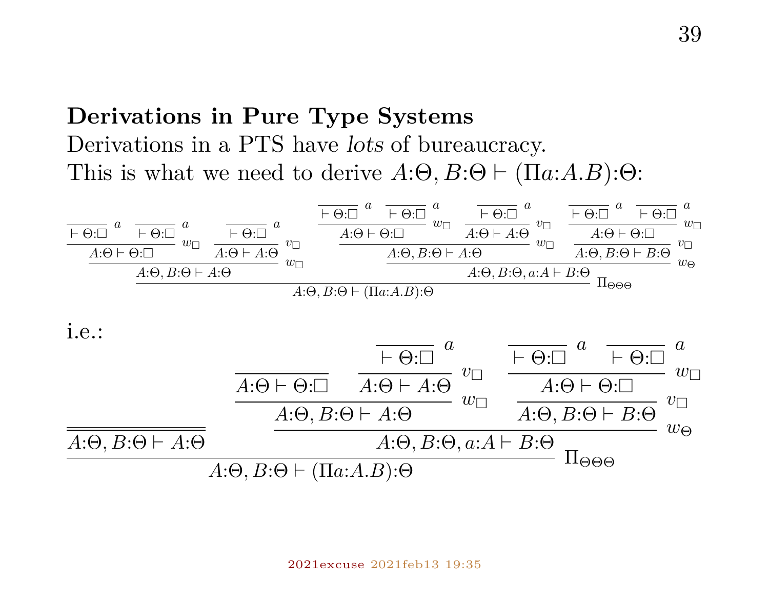## Derivations in Pure Type Systems

Derivations in a PTS have *lots* of bureaucracy.
This is what we need to derive $A{:}\Theta, B{:}\Theta \vdash (\Pi a{:}A.B){:}\Theta$:

$$
\dfrac{
\dfrac{
\dfrac{\dfrac{}{\vdash \Theta{:}\Box}\,a \quad \dfrac{}{\vdash \Theta{:}\Box}\,a}{A{:}\Theta \vdash \Theta{:}\Box}\,w_\Box
\quad
\dfrac{\dfrac{}{\vdash \Theta{:}\Box}\,a}{A{:}\Theta \vdash A{:}\Theta}\,v_\Box
}{A{:}\Theta, B{:}\Theta \vdash A{:}\Theta}\,w_\Box
\quad
\dfrac{
\dfrac{
\dfrac{\dfrac{}{\vdash \Theta{:}\Box}\,a \quad \dfrac{}{\vdash \Theta{:}\Box}\,a}{A{:}\Theta \vdash \Theta{:}\Box}\,w_\Box
\quad
\dfrac{\dfrac{}{\vdash \Theta{:}\Box}\,a}{A{:}\Theta \vdash A{:}\Theta}\,v_\Box
}{A{:}\Theta, B{:}\Theta \vdash A{:}\Theta}\,w_\Box
\quad
\dfrac{
\dfrac{\dfrac{}{\vdash \Theta{:}\Box}\,a \quad \dfrac{}{\vdash \Theta{:}\Box}\,a}{A{:}\Theta \vdash \Theta{:}\Box}\,w_\Box
}{A{:}\Theta, B{:}\Theta \vdash B{:}\Theta}\,v_\Box
}{A{:}\Theta, B{:}\Theta, a{:}A \vdash B{:}\Theta}\,w_\Theta
}{A{:}\Theta, B{:}\Theta \vdash (\Pi a{:}A.B){:}\Theta}\,\Pi_{\Theta\Theta\Theta}
$$

i.e.:

$$
\dfrac{
\overline{\overline{A{:}\Theta, B{:}\Theta \vdash A{:}\Theta}}
\quad
\dfrac{
\dfrac{
\overline{\overline{A{:}\Theta \vdash \Theta{:}\Box}}
\quad
\dfrac{\dfrac{}{\vdash \Theta{:}\Box}\,a}{A{:}\Theta \vdash A{:}\Theta}\,v_\Box
}{A{:}\Theta, B{:}\Theta \vdash A{:}\Theta}\,w_\Box
\quad
\dfrac{
\dfrac{\dfrac{}{\vdash \Theta{:}\Box}\,a \quad \dfrac{}{\vdash \Theta{:}\Box}\,a}{A{:}\Theta \vdash \Theta{:}\Box}\,w_\Box
}{A{:}\Theta, B{:}\Theta \vdash B{:}\Theta}\,v_\Box
}{A{:}\Theta, B{:}\Theta, a{:}A \vdash B{:}\Theta}\,w_\Theta
}{A{:}\Theta, B{:}\Theta \vdash (\Pi a{:}A.B){:}\Theta}\,\Pi_{\Theta\Theta\Theta}
$$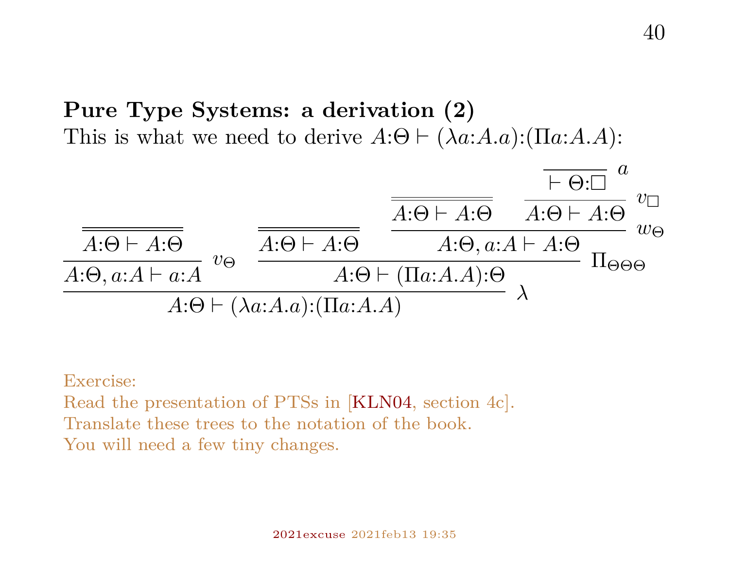**Pure Type Systems: a derivation (2)**

This is what we need to derive $A{:}\Theta \vdash (\lambda a{:}A.a){:}(\Pi a{:}A.A)$:

$$
\dfrac{
  \dfrac{\overline{\overline{A{:}\Theta \vdash A{:}\Theta}}}{A{:}\Theta, a{:}A \vdash a{:}A}\, v_\Theta
  \qquad
  \dfrac{
    \overline{\overline{A{:}\Theta \vdash A{:}\Theta}}
    \qquad
    \dfrac{
      \overline{\overline{A{:}\Theta \vdash A{:}\Theta}}
      \qquad
      \dfrac{\overline{\vdash \Theta{:}\Box}\; a}{A{:}\Theta \vdash A{:}\Theta}\, v_\Box
    }{A{:}\Theta, a{:}A \vdash A{:}\Theta}\, w_\Theta
  }{A{:}\Theta \vdash (\Pi a{:}A.A){:}\Theta}\, \Pi_{\Theta\Theta\Theta}
}{A{:}\Theta \vdash (\lambda a{:}A.a){:}(\Pi a{:}A.A)}\, \lambda
$$

Exercise:
Read the presentation of PTSs in [KLN04, section 4c].
Translate these trees to the notation of the book.
You will need a few tiny changes.

2021excuse 2021feb13 19:35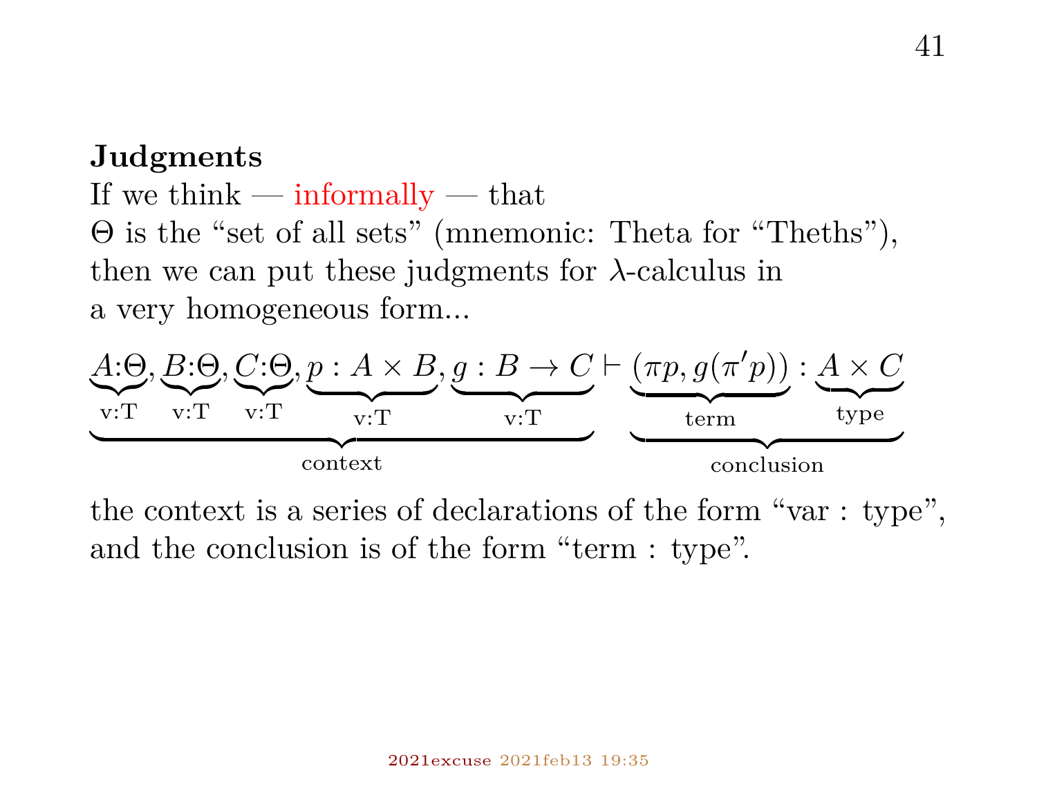**Judgments**
If we think — informally — that
$\Theta$ is the “set of all sets” (mnemonic: Theta for “Theths”),
then we can put these judgments for $\lambda$-calculus in
a very homogeneous form...

$$\underbrace{\underbrace{A{:}\Theta}_{\text{v:T}}, \underbrace{B{:}\Theta}_{\text{v:T}}, \underbrace{C{:}\Theta}_{\text{v:T}}, \underbrace{p : A \times B}_{\text{v:T}}, \underbrace{g : B \to C}_{\text{v:T}}}_{\text{context}} \vdash \underbrace{\underbrace{(\pi p, g(\pi' p))}_{\text{term}} : \underbrace{A \times C}_{\text{type}}}_{\text{conclusion}}$$

the context is a series of declarations of the form “var : type”,
and the conclusion is of the form “term : type”.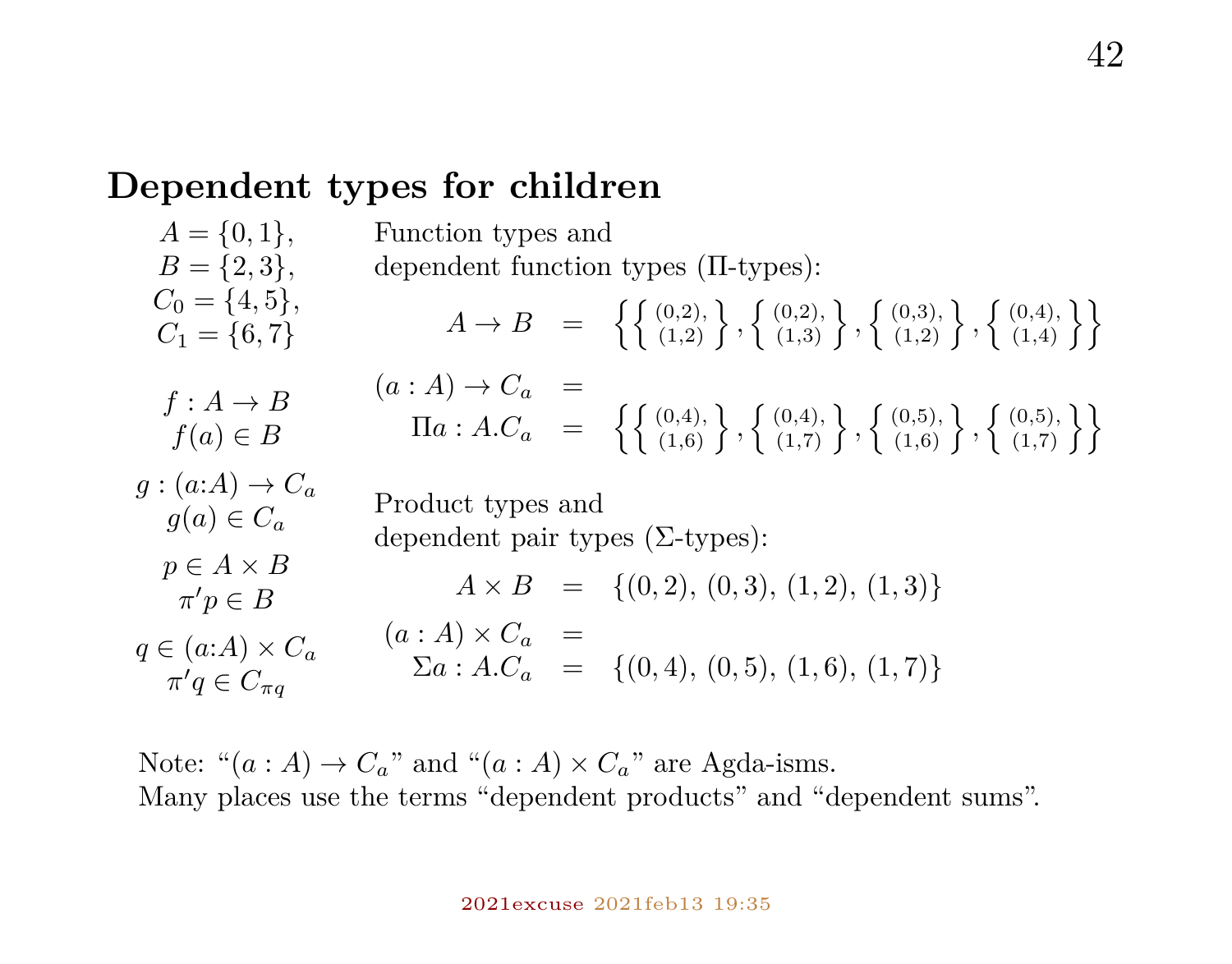## Dependent types for children

$$A = \{0,1\},\quad B = \{2,3\},\quad C_0 = \{4,5\},\quad C_1 = \{6,7\}$$

$$f : A \to B \qquad f(a) \in B$$

$$g : (a{:}A) \to C_a \qquad g(a) \in C_a$$

$$p \in A \times B \qquad \pi' p \in B$$

$$q \in (a{:}A) \times C_a \qquad \pi' q \in C_{\pi q}$$

Function types and dependent function types (Π-types):

$$A \to B = \left\{ \left\{ \begin{smallmatrix} (0,2), \\ (1,2) \end{smallmatrix} \right\}, \left\{ \begin{smallmatrix} (0,2), \\ (1,3) \end{smallmatrix} \right\}, \left\{ \begin{smallmatrix} (0,3), \\ (1,2) \end{smallmatrix} \right\}, \left\{ \begin{smallmatrix} (0,4), \\ (1,4) \end{smallmatrix} \right\} \right\}$$

$$(a : A) \to C_a = \Pi a : A . C_a = \left\{ \left\{ \begin{smallmatrix} (0,4), \\ (1,6) \end{smallmatrix} \right\}, \left\{ \begin{smallmatrix} (0,4), \\ (1,7) \end{smallmatrix} \right\}, \left\{ \begin{smallmatrix} (0,5), \\ (1,6) \end{smallmatrix} \right\}, \left\{ \begin{smallmatrix} (0,5), \\ (1,7) \end{smallmatrix} \right\} \right\}$$

Product types and dependent pair types (Σ-types):

$$A \times B = \{(0,2),\, (0,3),\, (1,2),\, (1,3)\}$$

$$(a : A) \times C_a = \Sigma a : A . C_a = \{(0,4),\, (0,5),\, (1,6),\, (1,7)\}$$

Note: "$(a : A) \to C_a$" and "$(a : A) \times C_a$" are Agda-isms.
Many places use the terms "dependent products" and "dependent sums".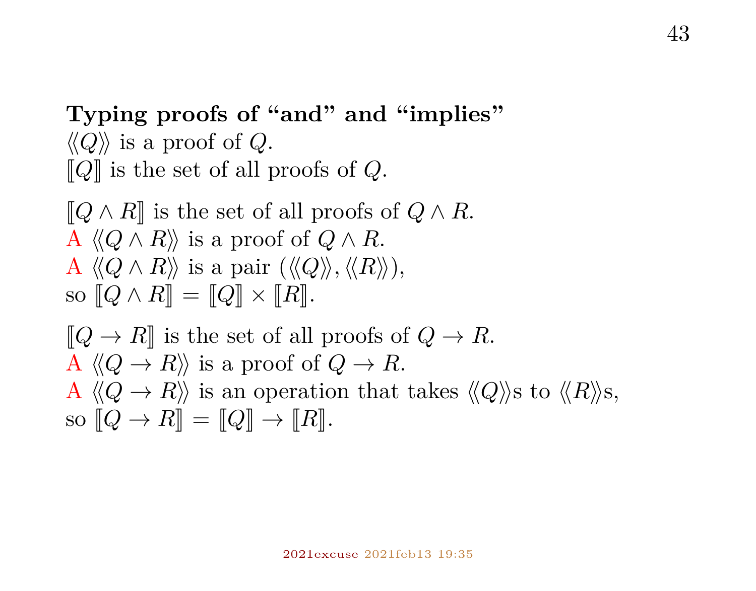**Typing proofs of “and” and “implies”**

$\langle\!\langle Q \rangle\!\rangle$ is a proof of $Q$.
$[\![Q]\!]$ is the set of all proofs of $Q$.

$[\![Q \land R]\!]$ is the set of all proofs of $Q \land R$.
A $\langle\!\langle Q \land R \rangle\!\rangle$ is a proof of $Q \land R$.
A $\langle\!\langle Q \land R \rangle\!\rangle$ is a pair $(\langle\!\langle Q \rangle\!\rangle, \langle\!\langle R \rangle\!\rangle)$,
so $[\![Q \land R]\!] = [\![Q]\!] \times [\![R]\!]$.

$[\![Q \to R]\!]$ is the set of all proofs of $Q \to R$.
A $\langle\!\langle Q \to R \rangle\!\rangle$ is a proof of $Q \to R$.
A $\langle\!\langle Q \to R \rangle\!\rangle$ is an operation that takes $\langle\!\langle Q \rangle\!\rangle$s to $\langle\!\langle R \rangle\!\rangle$s,
so $[\![Q \to R]\!] = [\![Q]\!] \to [\![R]\!]$.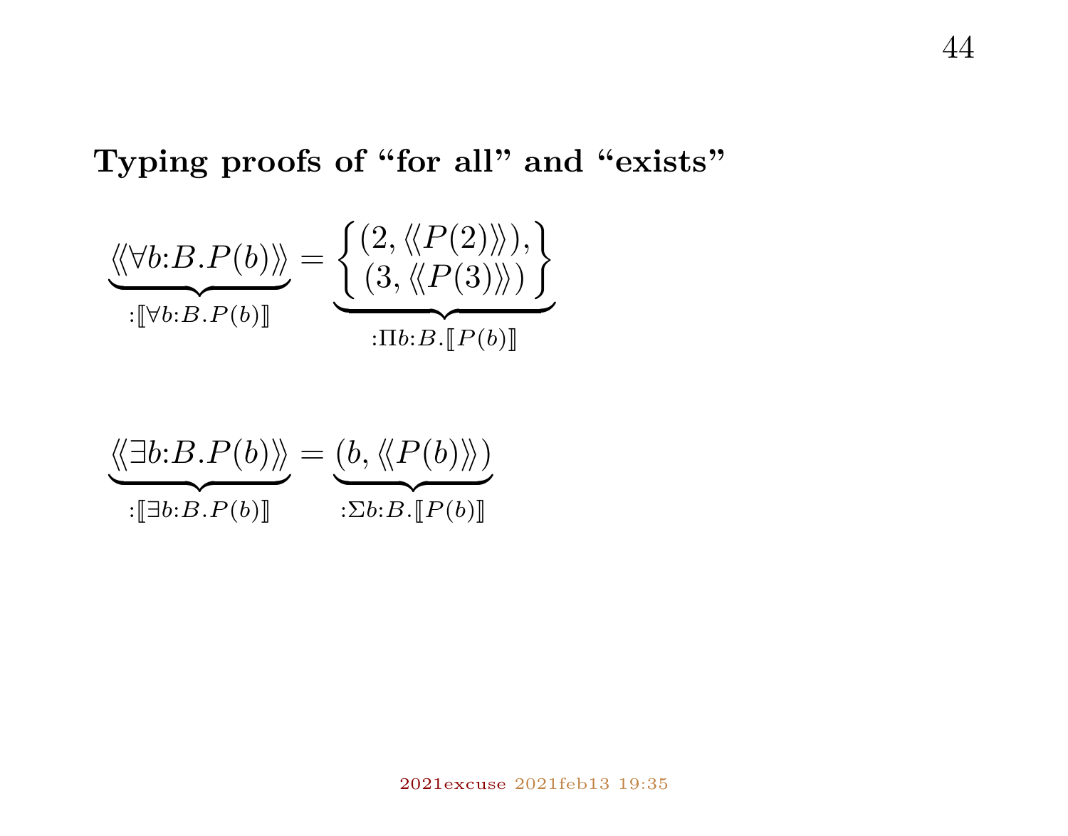**Typing proofs of "for all" and "exists"**

$$\underbrace{\langle\!\langle \forall b{:}B.P(b) \rangle\!\rangle}_{:[\![\forall b:B.P(b)]\!]} = \underbrace{\left\{ \begin{matrix} (2, \langle\!\langle P(2) \rangle\!\rangle), \\ (3, \langle\!\langle P(3) \rangle\!\rangle) \end{matrix} \right\}}_{:\Pi b:B.[\![P(b)]\!]}$$

$$\underbrace{\langle\!\langle \exists b{:}B.P(b) \rangle\!\rangle}_{:[\![\exists b:B.P(b)]\!]} = \underbrace{(b, \langle\!\langle P(b) \rangle\!\rangle)}_{:\Sigma b:B.[\![P(b)]\!]}$$

2021excuse 2021feb13 19:35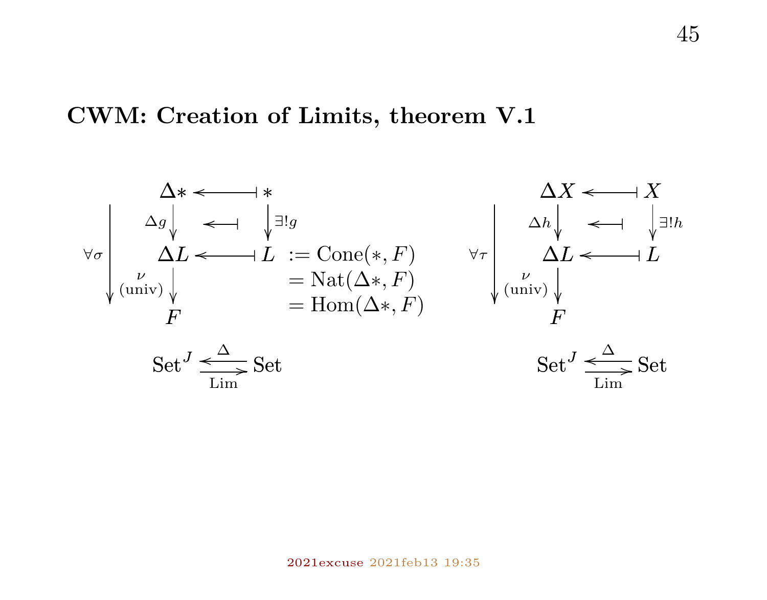## CWM: Creation of Limits, theorem V.1

$$
\begin{array}{ccccc}
 & \Delta * & \longleftarrow\!\!\!\shortmid & * & \\
 & {\scriptstyle \Delta g}\downarrow & \longleftarrow\!\!\!\shortmid & \downarrow{\scriptstyle \exists! g} & \\
{\scriptstyle \forall\sigma}\Big\downarrow & \Delta L & \longleftarrow\!\!\!\shortmid & L & := \mathrm{Cone}(*, F) \\
 & {\scriptstyle \nu \atop (\mathrm{univ})}\downarrow & & & = \mathrm{Nat}(\Delta *, F) \\
 & F & & & = \mathrm{Hom}(\Delta *, F)
\end{array}
$$

$$
\mathrm{Set}^J \underset{\mathrm{Lim}}{\overset{\Delta}{\rightleftarrows}} \mathrm{Set}
$$

$$
\begin{array}{cccc}
 & \Delta X & \longleftarrow\!\!\!\shortmid & X \\
 & {\scriptstyle \Delta h}\downarrow & \longleftarrow\!\!\!\shortmid & \downarrow{\scriptstyle \exists! h} \\
{\scriptstyle \forall\tau}\Big\downarrow & \Delta L & \longleftarrow\!\!\!\shortmid & L \\
 & {\scriptstyle \nu \atop (\mathrm{univ})}\downarrow & & \\
 & F & &
\end{array}
$$

$$
\mathrm{Set}^J \underset{\mathrm{Lim}}{\overset{\Delta}{\rightleftarrows}} \mathrm{Set}
$$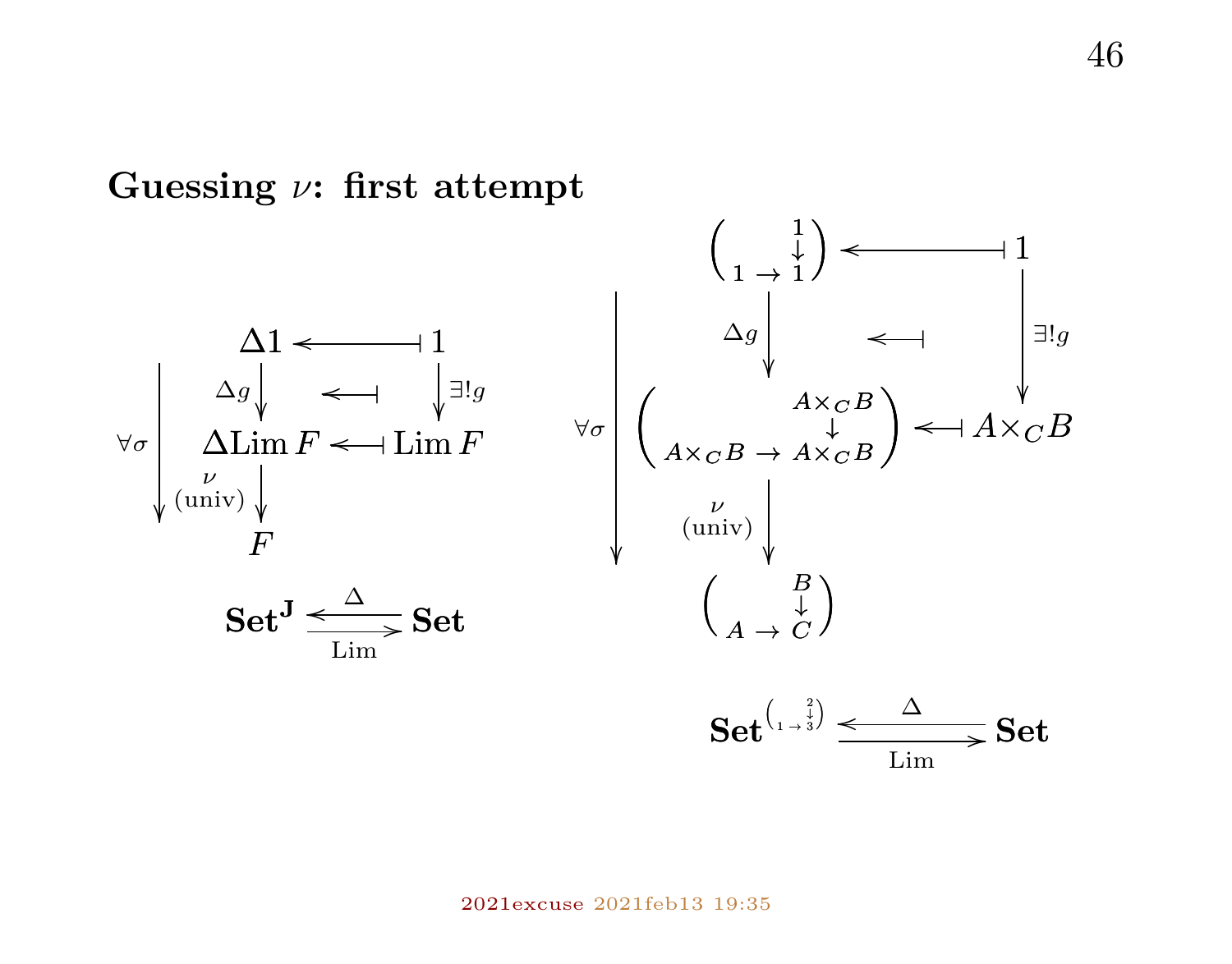## Guessing $\nu$: first attempt

$$
\begin{array}{ccc}
\Delta 1 & \longleftarrow\!\!\dashv & 1 \\
\downarrow{\scriptstyle \Delta g} & \longleftarrow\!\!\dashv & \downarrow{\scriptstyle \exists! g} \\
\Delta \mathrm{Lim}\, F & \longleftarrow\!\!\dashv & \mathrm{Lim}\, F \\
\downarrow{\scriptstyle \nu\ (\text{univ})} & & \\
F & &
\end{array}
\qquad \forall\sigma : \Delta 1 \to F
$$

$$\mathbf{Set^J} \underset{\mathrm{Lim}}{\overset{\Delta}{\rightleftarrows}} \mathbf{Set}$$

$$
\begin{array}{ccc}
\begin{pmatrix} & 1 \\ & \downarrow \\ 1 \to & 1 \end{pmatrix} & \longleftarrow\!\!\dashv & 1 \\
\downarrow{\scriptstyle \Delta g} & \longleftarrow\!\!\dashv & \downarrow{\scriptstyle \exists! g} \\
\begin{pmatrix} & A\times_C B \\ & \downarrow \\ A\times_C B \to & A\times_C B \end{pmatrix} & \longleftarrow\!\!\dashv & A\times_C B \\
\downarrow{\scriptstyle \nu\ (\text{univ})} & & \\
\begin{pmatrix} & B \\ & \downarrow \\ A \to & C \end{pmatrix} & &
\end{array}
\qquad \forall\sigma
$$

$$\mathbf{Set}^{\left(\begin{smallmatrix} & 2 \\ & \downarrow \\ 1 \to & 3 \end{smallmatrix}\right)} \underset{\mathrm{Lim}}{\overset{\Delta}{\rightleftarrows}} \mathbf{Set}$$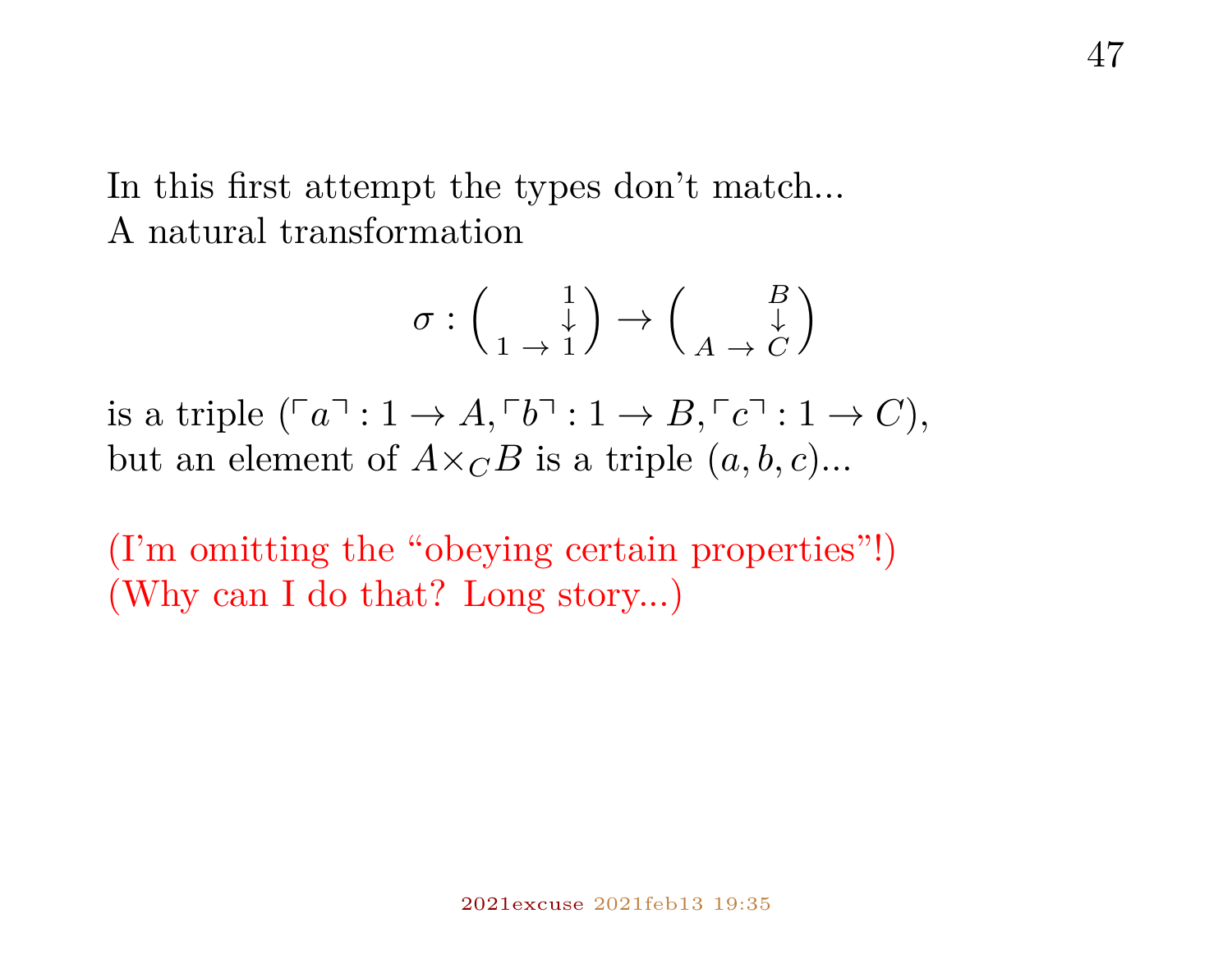In this first attempt the types don't match...
A natural transformation

$$\sigma : \left( \begin{matrix} & 1 \\ & \downarrow \\ 1 \to & 1 \end{matrix} \right) \to \left( \begin{matrix} & B \\ & \downarrow \\ A \to & C \end{matrix} \right)$$

is a triple $(\ulcorner a \urcorner : 1 \to A, \ulcorner b \urcorner : 1 \to B, \ulcorner c \urcorner : 1 \to C)$,
but an element of $A{\times_C}B$ is a triple $(a, b, c)$...

(I'm omitting the "obeying certain properties"!)
(Why can I do that? Long story...)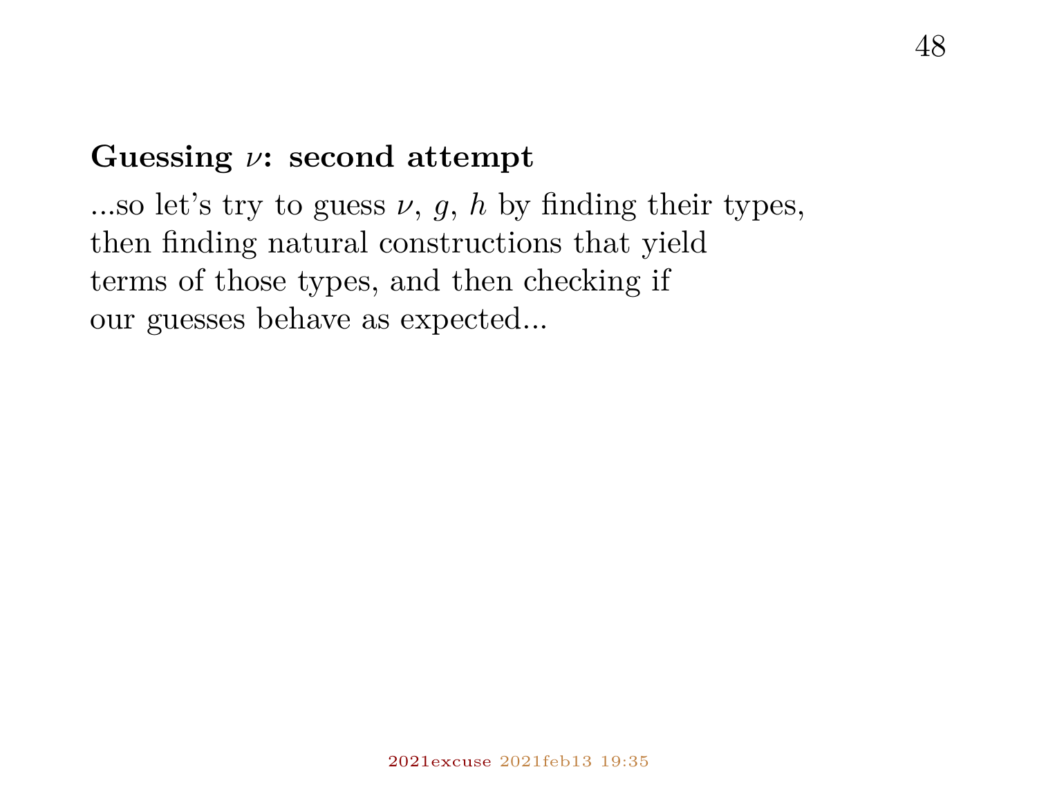**Guessing $\nu$: second attempt**

...so let's try to guess $\nu$, $g$, $h$ by finding their types, then finding natural constructions that yield terms of those types, and then checking if our guesses behave as expected...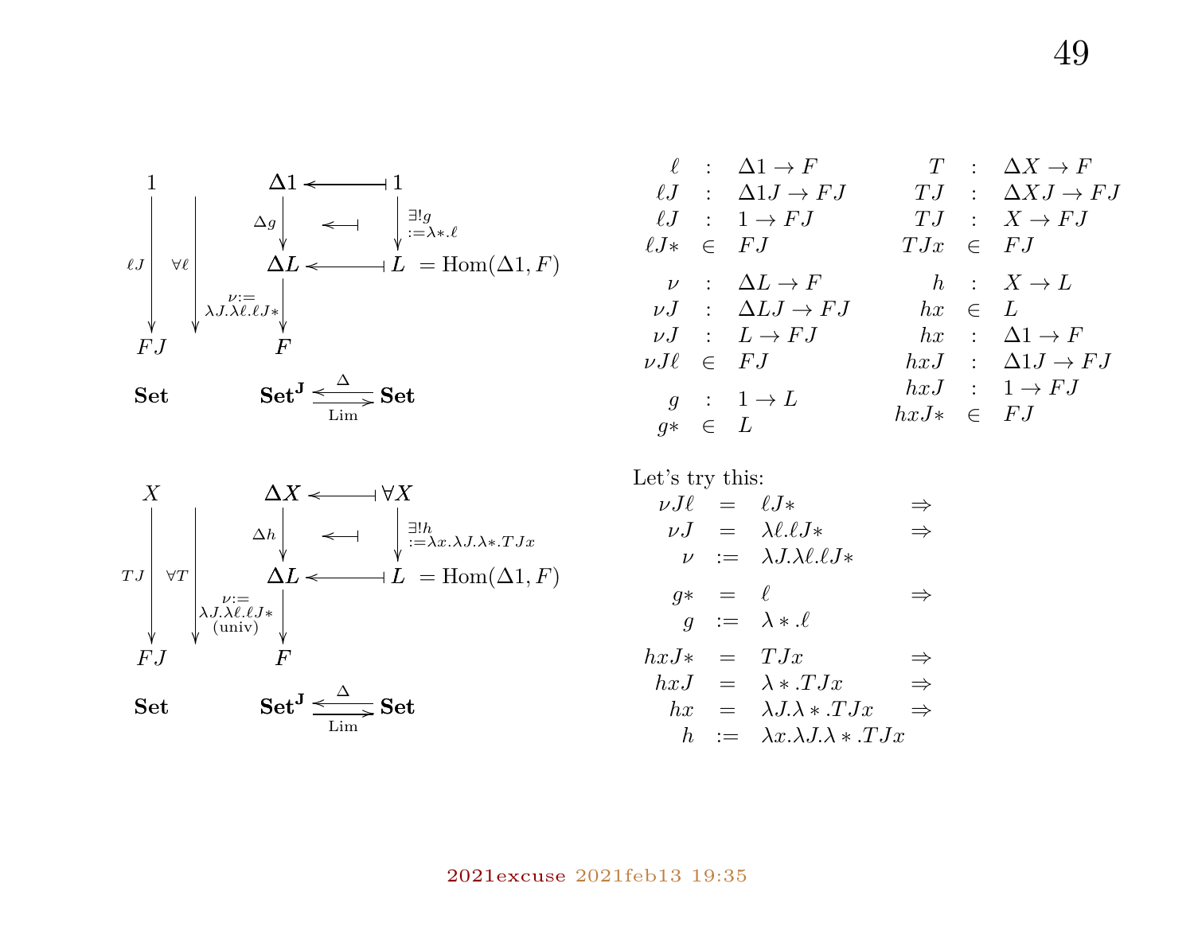$$
\begin{array}{ccccc}
1 & & \mathbf{\Delta}1 & \longleftarrow & 1 \\
\Big\downarrow{\scriptstyle \ell J} & \Big\downarrow{\scriptstyle \forall \ell} & \Big\downarrow{\scriptstyle \Delta g} & \longleftarrow & \Big\downarrow{\scriptstyle \exists! g := \lambda *.\ell} \\
 & & \mathbf{\Delta}L & \longleftarrow & L \; = \mathrm{Hom}(\Delta 1, F) \\
 & & \Big\downarrow{\scriptstyle \nu := \lambda J.\lambda \ell.\ell J*} & & \\
FJ & & F & & \\
\mathbf{Set} & & \mathbf{Set^J} & \underset{\mathrm{Lim}}{\overset{\Delta}{\rightleftarrows}} & \mathbf{Set}
\end{array}
$$

$$
\begin{array}{ccccc}
X & & \mathbf{\Delta}X & \longleftarrow & \forall X \\
\Big\downarrow{\scriptstyle TJ} & \Big\downarrow{\scriptstyle \forall T} & \Big\downarrow{\scriptstyle \Delta h} & \longleftarrow & \Big\downarrow{\scriptstyle \exists! h := \lambda x.\lambda J.\lambda *.TJx} \\
 & & \mathbf{\Delta}L & \longleftarrow & L \; = \mathrm{Hom}(\Delta 1, F) \\
 & & \Big\downarrow{\scriptstyle \nu := \lambda J.\lambda \ell.\ell J* \text{ (univ)}} & & \\
FJ & & F & & \\
\mathbf{Set} & & \mathbf{Set^J} & \underset{\mathrm{Lim}}{\overset{\Delta}{\rightleftarrows}} & \mathbf{Set}
\end{array}
$$

$$
\begin{array}{rcl}
\ell & : & \Delta 1 \to F \\
\ell J & : & \Delta 1 J \to FJ \\
\ell J & : & 1 \to FJ \\
\ell J* & \in & FJ \\[4pt]
\nu & : & \Delta L \to F \\
\nu J & : & \Delta L J \to FJ \\
\nu J & : & L \to FJ \\
\nu J \ell & \in & FJ \\[4pt]
g & : & 1 \to L \\
g* & \in & L
\end{array}
\qquad
\begin{array}{rcl}
T & : & \Delta X \to F \\
TJ & : & \Delta X J \to FJ \\
TJ & : & X \to FJ \\
TJx & \in & FJ \\[4pt]
h & : & X \to L \\
hx & \in & L \\
hx & : & \Delta 1 \to F \\
hxJ & : & \Delta 1 J \to FJ \\
hxJ & : & 1 \to FJ \\
hxJ* & \in & FJ
\end{array}
$$

Let's try this:

$$
\begin{array}{rcll}
\nu J \ell & = & \ell J* & \Rightarrow \\
\nu J & = & \lambda \ell.\ell J* & \Rightarrow \\
\nu & := & \lambda J.\lambda \ell.\ell J* & \\[4pt]
g* & = & \ell & \Rightarrow \\
g & := & \lambda *.\ell & \\[4pt]
hxJ* & = & TJx & \Rightarrow \\
hxJ & = & \lambda *.TJx & \Rightarrow \\
hx & = & \lambda J.\lambda *.TJx & \Rightarrow \\
h & := & \lambda x.\lambda J.\lambda *.TJx &
\end{array}
$$

2021excuse 2021feb13 19:35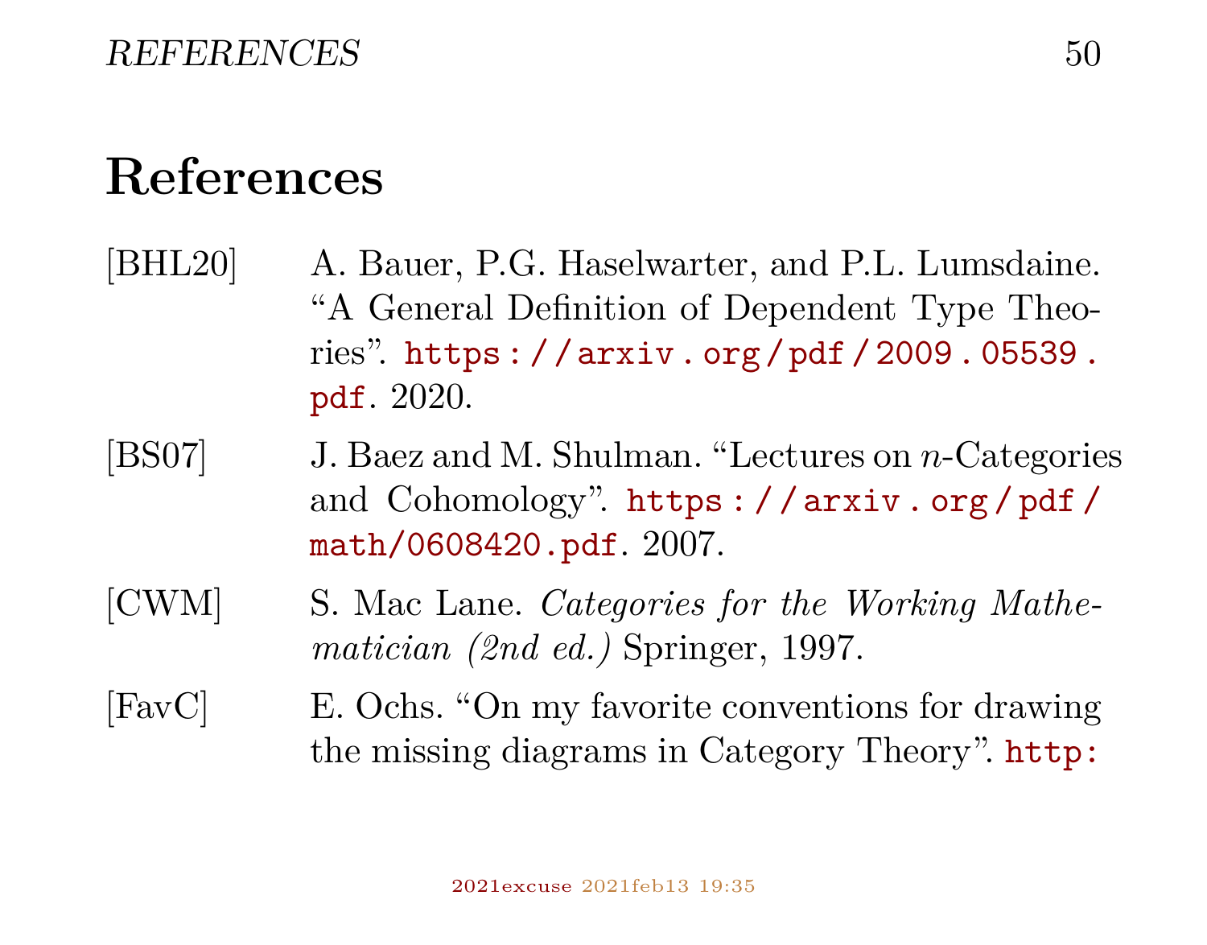# References

[BHL20] A. Bauer, P.G. Haselwarter, and P.L. Lumsdaine. "A General Definition of Dependent Type Theories". https://arxiv.org/pdf/2009.05539.pdf. 2020.

[BS07] J. Baez and M. Shulman. "Lectures on $n$-Categories and Cohomology". https://arxiv.org/pdf/math/0608420.pdf. 2007.

[CWM] S. Mac Lane. *Categories for the Working Mathematician (2nd ed.)* Springer, 1997.

[FavC] E. Ochs. "On my favorite conventions for drawing the missing diagrams in Category Theory". http: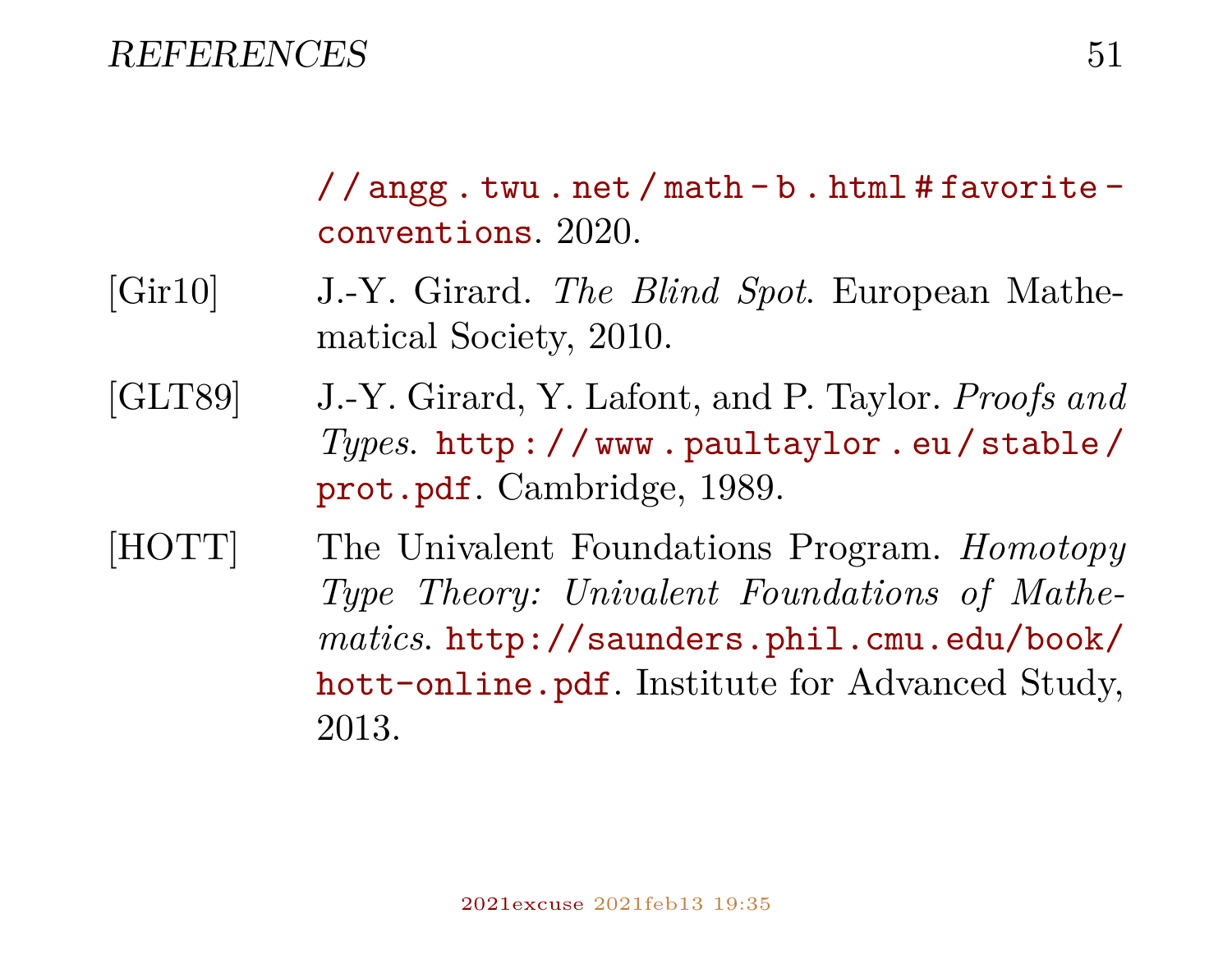//angg.twu.net/math-b.html#favorite-conventions. 2020.

[Gir10] J.-Y. Girard. *The Blind Spot*. European Mathematical Society, 2010.

[GLT89] J.-Y. Girard, Y. Lafont, and P. Taylor. *Proofs and Types*. http://www.paultaylor.eu/stable/prot.pdf. Cambridge, 1989.

[HOTT] The Univalent Foundations Program. *Homotopy Type Theory: Univalent Foundations of Mathematics*. http://saunders.phil.cmu.edu/book/hott-online.pdf. Institute for Advanced Study, 2013.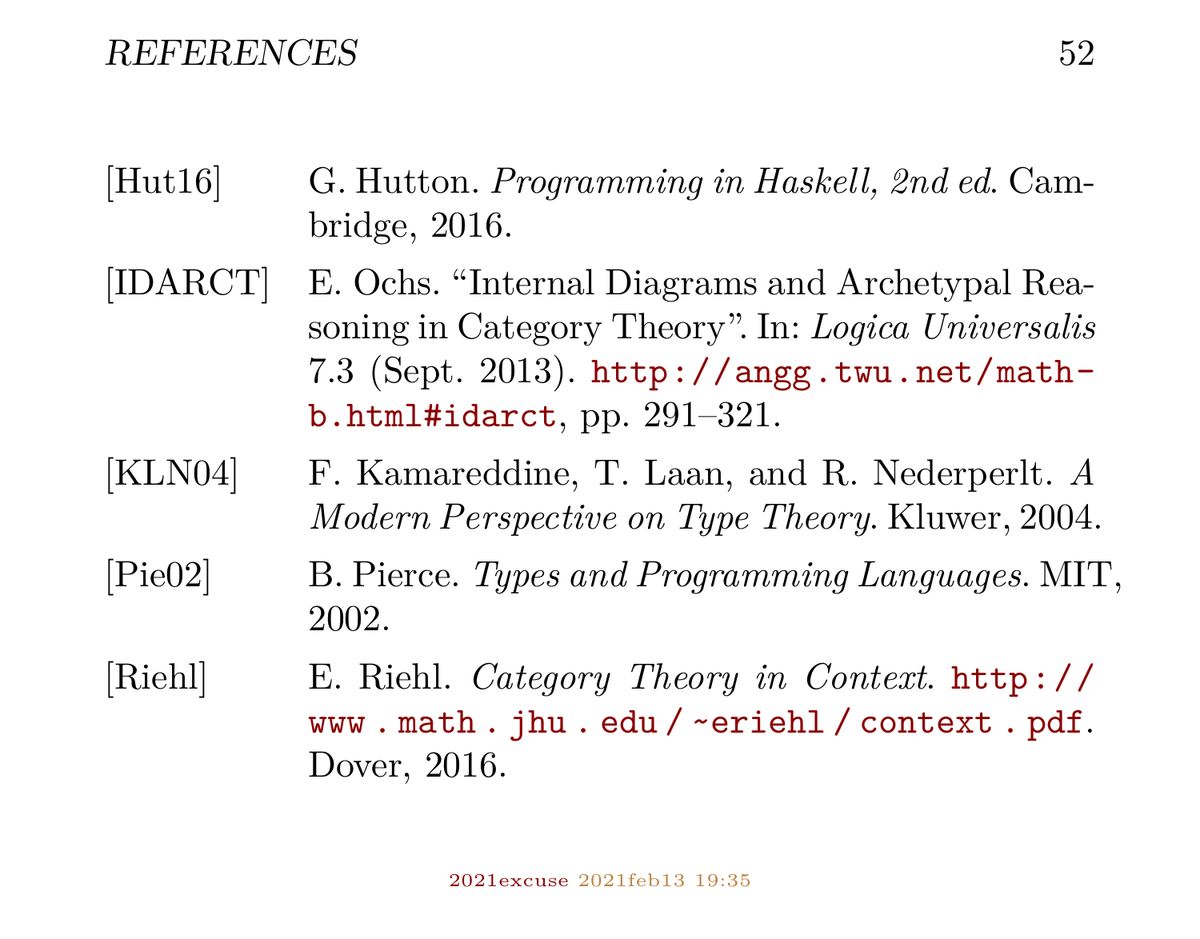[Hut16] G. Hutton. *Programming in Haskell, 2nd ed.* Cambridge, 2016.

[IDARCT] E. Ochs. "Internal Diagrams and Archetypal Reasoning in Category Theory". In: *Logica Universalis* 7.3 (Sept. 2013). http://angg.twu.net/math-b.html#idarct, pp. 291–321.

[KLN04] F. Kamareddine, T. Laan, and R. Nederperlt. *A Modern Perspective on Type Theory.* Kluwer, 2004.

[Pie02] B. Pierce. *Types and Programming Languages.* MIT, 2002.

[Riehl] E. Riehl. *Category Theory in Context.* http://www.math.jhu.edu/~eriehl/context.pdf. Dover, 2016.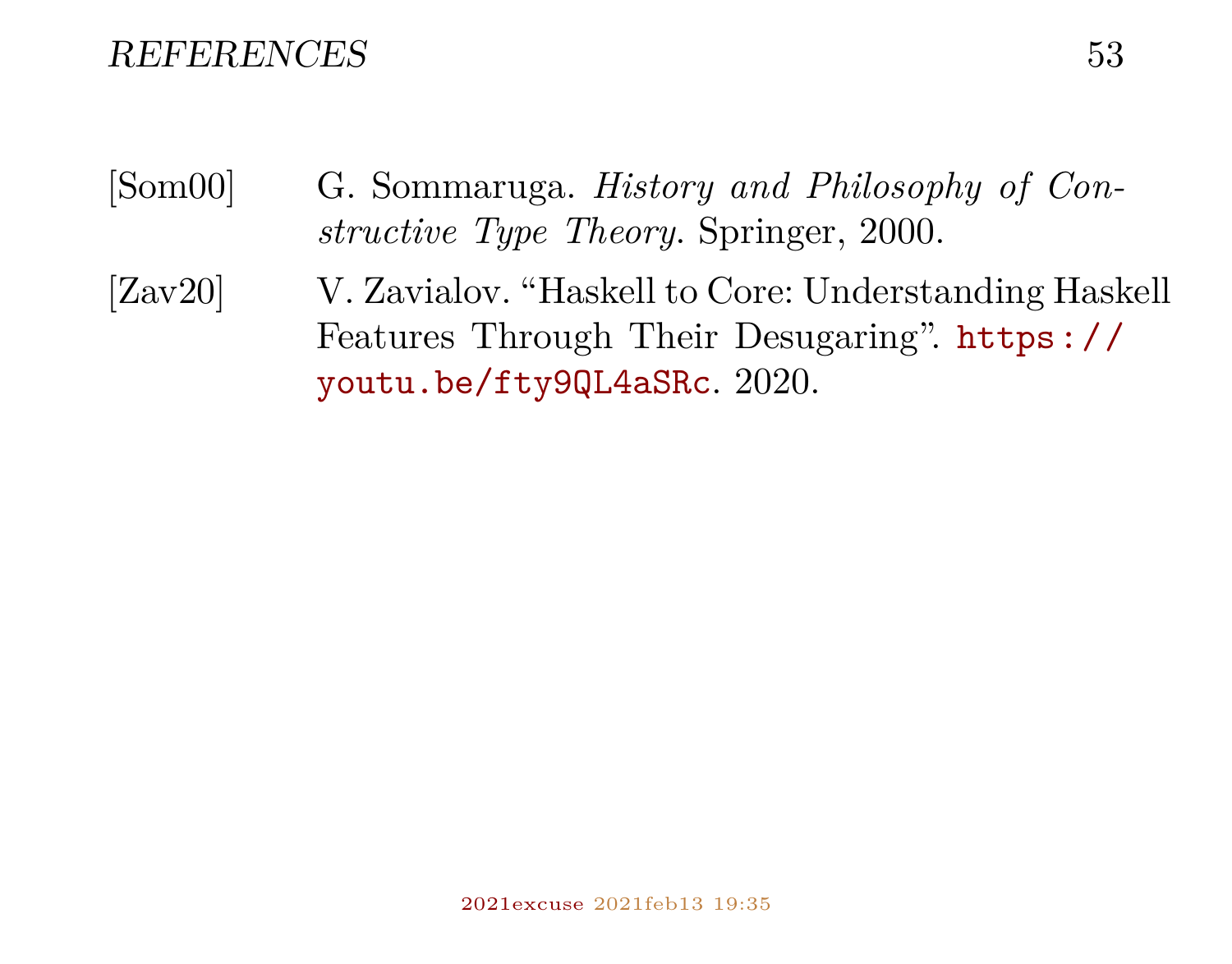[Som00] G. Sommaruga. *History and Philosophy of Constructive Type Theory*. Springer, 2000.

[Zav20] V. Zavialov. "Haskell to Core: Understanding Haskell Features Through Their Desugaring". https://youtu.be/fty9QL4aSRc. 2020.